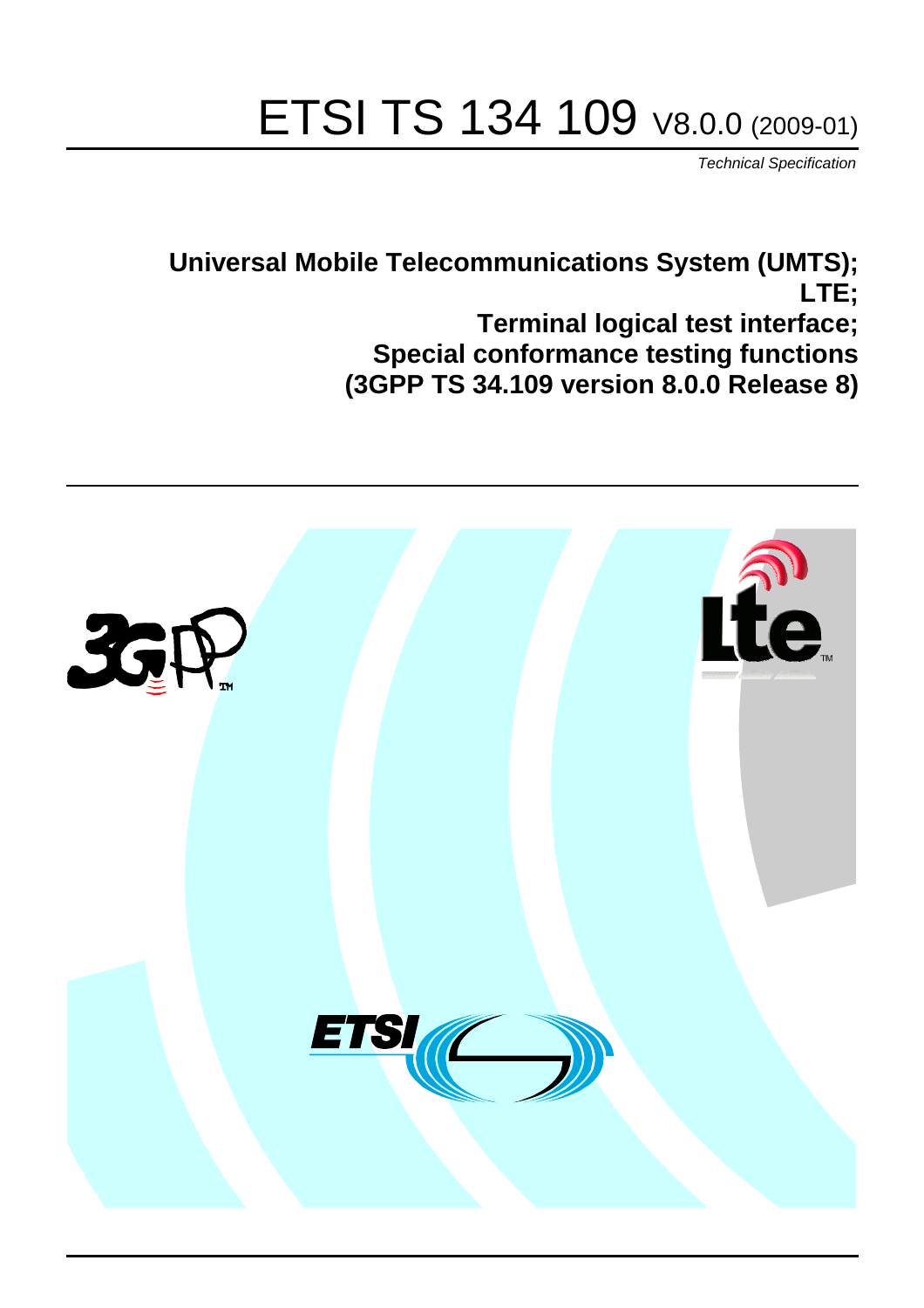# ETSI TS 134 109 V8.0.0 (2009-01)

*Technical Specification*

**Universal Mobile Telecommunications System (UMTS);**
**LTE;**
**Terminal logical test interface;**
**Special conformance testing functions**
**(3GPP TS 34.109 version 8.0.0 Release 8)**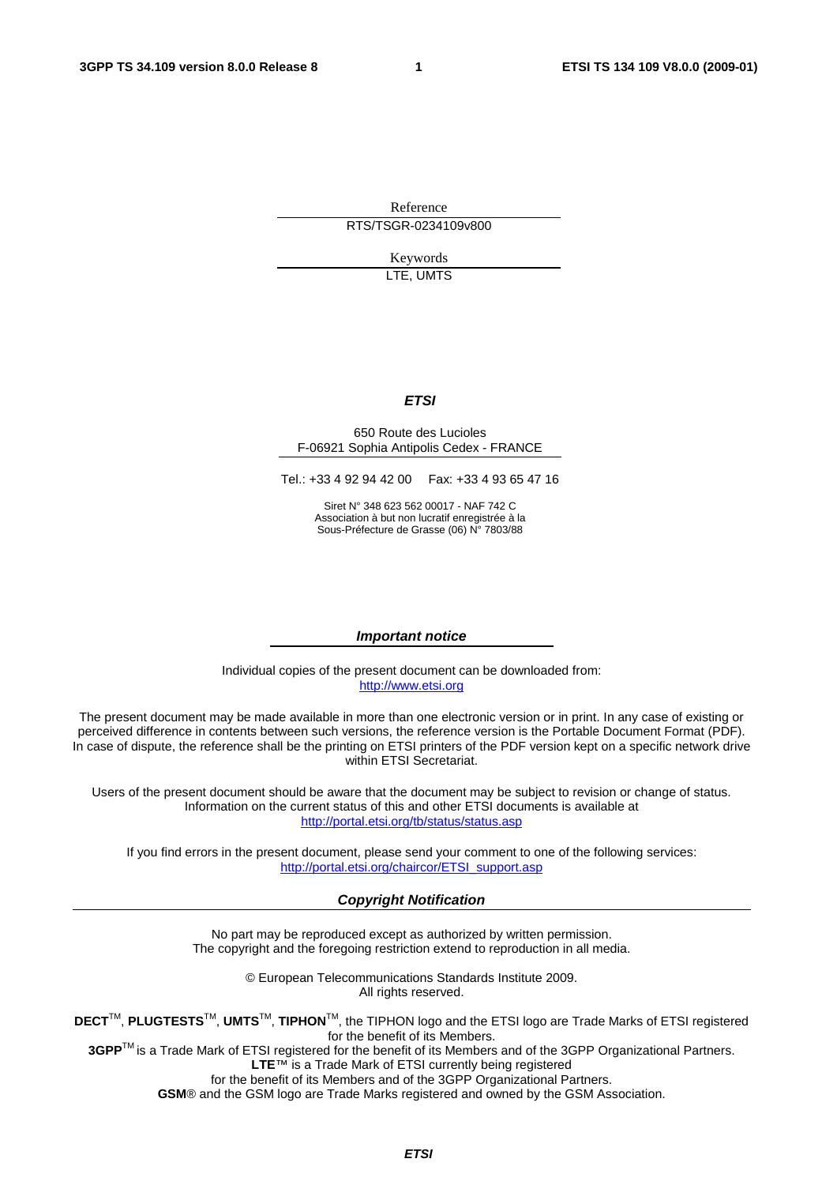Reference

RTS/TSGR-0234109v800

Keywords

LTE, UMTS

***ETSI***

650 Route des Lucioles
F-06921 Sophia Antipolis Cedex - FRANCE

Tel.: +33 4 92 94 42 00 Fax: +33 4 93 65 47 16

Siret N° 348 623 562 00017 - NAF 742 C
Association à but non lucratif enregistrée à la
Sous-Préfecture de Grasse (06) N° 7803/88

***Important notice***

Individual copies of the present document can be downloaded from:
http://www.etsi.org

The present document may be made available in more than one electronic version or in print. In any case of existing or perceived difference in contents between such versions, the reference version is the Portable Document Format (PDF). In case of dispute, the reference shall be the printing on ETSI printers of the PDF version kept on a specific network drive within ETSI Secretariat.

Users of the present document should be aware that the document may be subject to revision or change of status. Information on the current status of this and other ETSI documents is available at
http://portal.etsi.org/tb/status/status.asp

If you find errors in the present document, please send your comment to one of the following services:
http://portal.etsi.org/chaircor/ETSI_support.asp

***Copyright Notification***

No part may be reproduced except as authorized by written permission.
The copyright and the foregoing restriction extend to reproduction in all media.

© European Telecommunications Standards Institute 2009.
All rights reserved.

**DECT**™, **PLUGTESTS**™, **UMTS**™, **TIPHON**™, the TIPHON logo and the ETSI logo are Trade Marks of ETSI registered for the benefit of its Members.
**3GPP**™ is a Trade Mark of ETSI registered for the benefit of its Members and of the 3GPP Organizational Partners.
**LTE**™ is a Trade Mark of ETSI currently being registered
for the benefit of its Members and of the 3GPP Organizational Partners.
**GSM**® and the GSM logo are Trade Marks registered and owned by the GSM Association.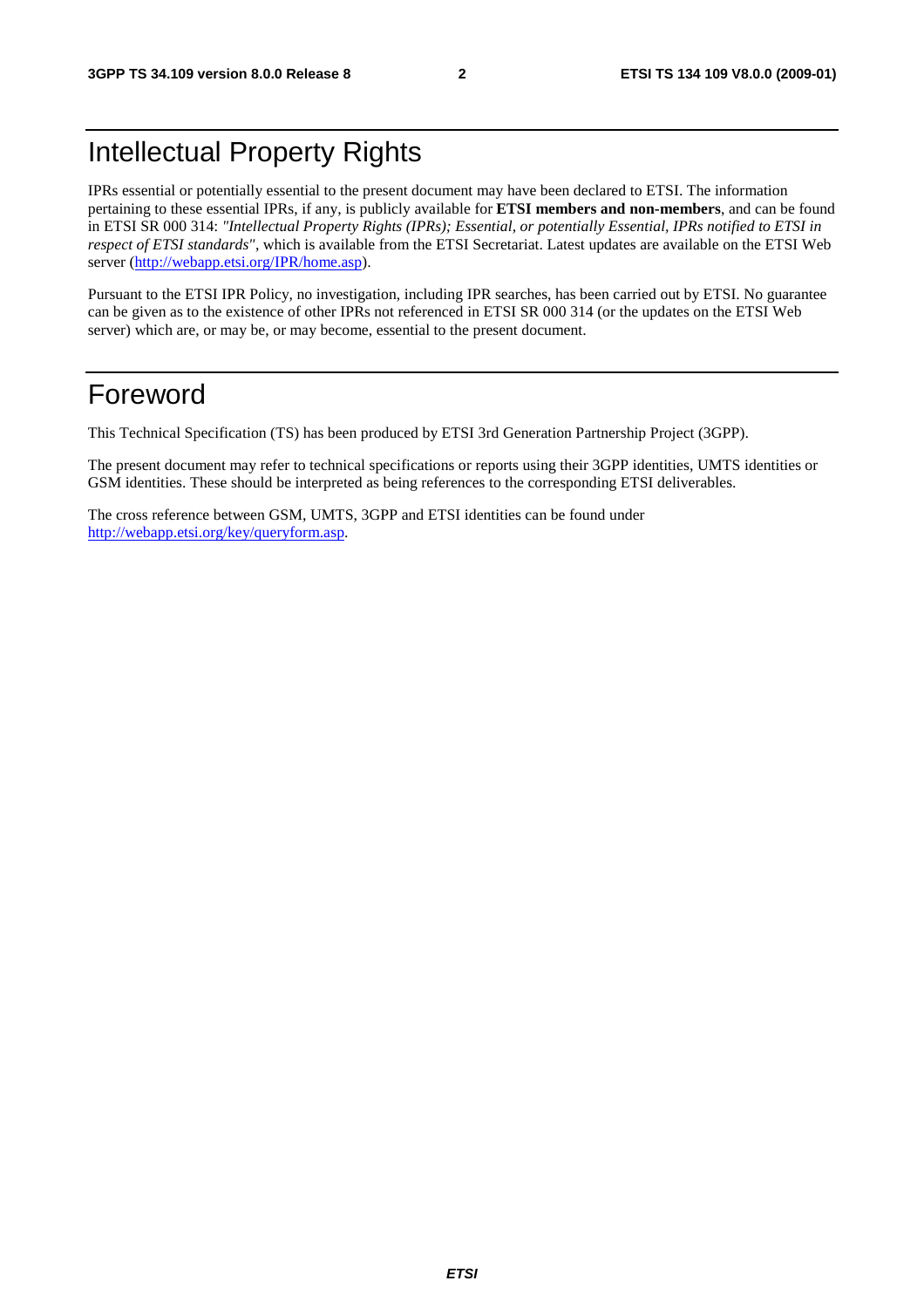# Intellectual Property Rights

IPRs essential or potentially essential to the present document may have been declared to ETSI. The information pertaining to these essential IPRs, if any, is publicly available for **ETSI members and non-members**, and can be found in ETSI SR 000 314: *"Intellectual Property Rights (IPRs); Essential, or potentially Essential, IPRs notified to ETSI in respect of ETSI standards"*, which is available from the ETSI Secretariat. Latest updates are available on the ETSI Web server (http://webapp.etsi.org/IPR/home.asp).

Pursuant to the ETSI IPR Policy, no investigation, including IPR searches, has been carried out by ETSI. No guarantee can be given as to the existence of other IPRs not referenced in ETSI SR 000 314 (or the updates on the ETSI Web server) which are, or may be, or may become, essential to the present document.

# Foreword

This Technical Specification (TS) has been produced by ETSI 3rd Generation Partnership Project (3GPP).

The present document may refer to technical specifications or reports using their 3GPP identities, UMTS identities or GSM identities. These should be interpreted as being references to the corresponding ETSI deliverables.

The cross reference between GSM, UMTS, 3GPP and ETSI identities can be found under http://webapp.etsi.org/key/queryform.asp.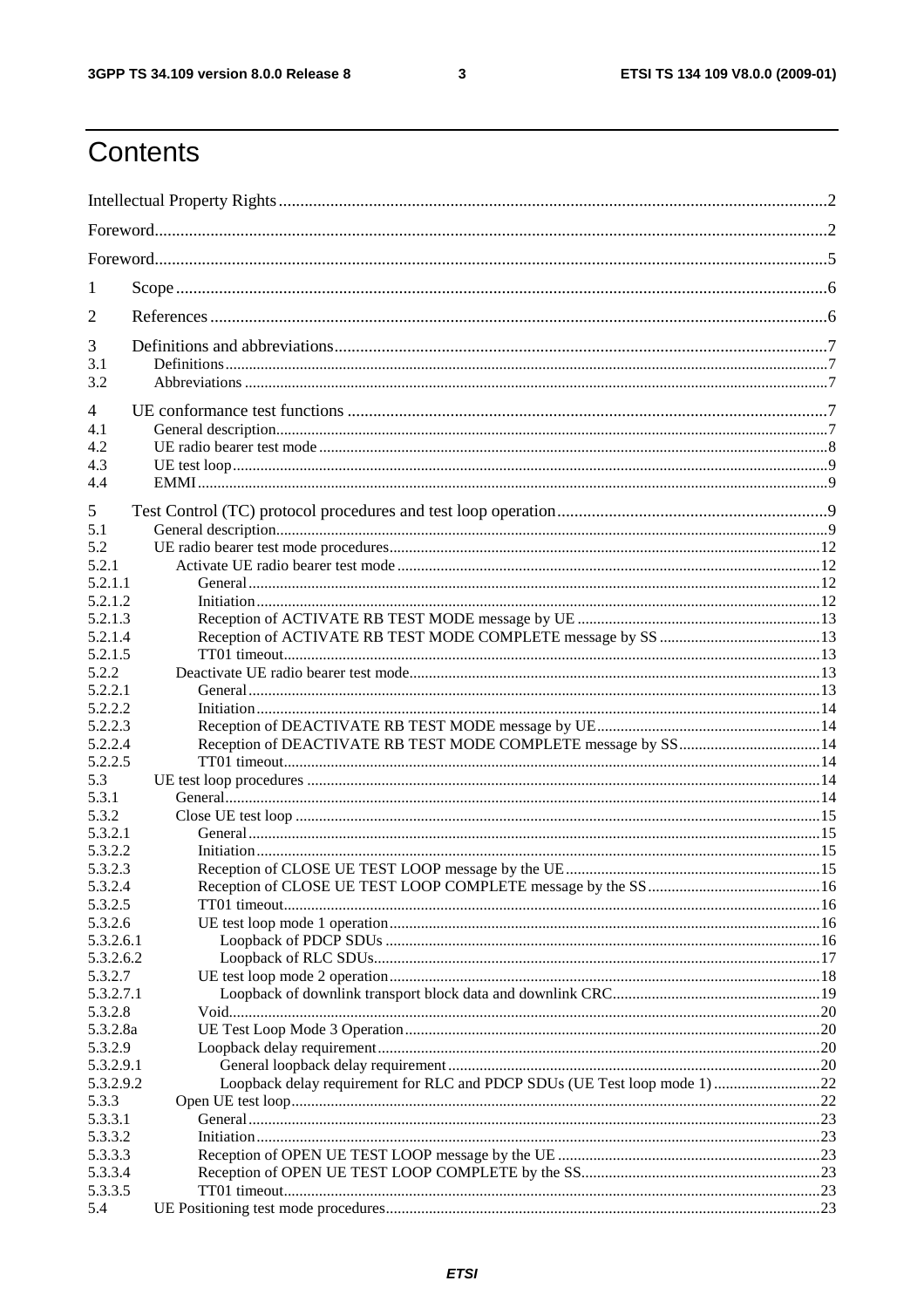# Contents

Intellectual Property Rights ................................................................................................................................2

Foreword.............................................................................................................................................................2

Foreword.............................................................................................................................................................5

1 Scope ........................................................................................................................................................6

2 References ................................................................................................................................................6

3 Definitions and abbreviations...................................................................................................................7

3.1 Definitions..........................................................................................................................................................7

3.2 Abbreviations .....................................................................................................................................................7

4 UE conformance test functions ................................................................................................................7

4.1 General description.............................................................................................................................................7

4.2 UE radio bearer test mode ..................................................................................................................................8

4.3 UE test loop.........................................................................................................................................................9

4.4 EMMI..................................................................................................................................................................9

5 Test Control (TC) protocol procedures and test loop operation...............................................................9

5.1 General description.............................................................................................................................................9

5.2 UE radio bearer test mode procedures..............................................................................................................12

5.2.1 Activate UE radio bearer test mode ............................................................................................................12

5.2.1.1 General..................................................................................................................................................12

5.2.1.2 Initiation................................................................................................................................................12

5.2.1.3 Reception of ACTIVATE RB TEST MODE message by UE ..............................................................13

5.2.1.4 Reception of ACTIVATE RB TEST MODE COMPLETE message by SS .........................................13

5.2.1.5 TT01 timeout.........................................................................................................................................13

5.2.2 Deactivate UE radio bearer test mode.........................................................................................................13

5.2.2.1 General..................................................................................................................................................13

5.2.2.2 Initiation................................................................................................................................................14

5.2.2.3 Reception of DEACTIVATE RB TEST MODE message by UE.........................................................14

5.2.2.4 Reception of DEACTIVATE RB TEST MODE COMPLETE message by SS....................................14

5.2.2.5 TT01 timeout.........................................................................................................................................14

5.3 UE test loop procedures ...................................................................................................................................14

5.3.1 General........................................................................................................................................................14

5.3.2 Close UE test loop ......................................................................................................................................15

5.3.2.1 General..................................................................................................................................................15

5.3.2.2 Initiation................................................................................................................................................15

5.3.2.3 Reception of CLOSE UE TEST LOOP message by the UE.................................................................15

5.3.2.4 Reception of CLOSE UE TEST LOOP COMPLETE message by the SS............................................16

5.3.2.5 TT01 timeout.........................................................................................................................................16

5.3.2.6 UE test loop mode 1 operation..............................................................................................................16

5.3.2.6.1 Loopback of PDCP SDUs ...............................................................................................................16

5.3.2.6.2 Loopback of RLC SDUs..................................................................................................................17

5.3.2.7 UE test loop mode 2 operation..............................................................................................................18

5.3.2.7.1 Loopback of downlink transport block data and downlink CRC.....................................................19

5.3.2.8 Void.......................................................................................................................................................20

5.3.2.8a UE Test Loop Mode 3 Operation..........................................................................................................20

5.3.2.9 Loopback delay requirement.................................................................................................................20

5.3.2.9.1 General loopback delay requirement...............................................................................................20

5.3.2.9.2 Loopback delay requirement for RLC and PDCP SDUs (UE Test loop mode 1) ...........................22

5.3.3 Open UE test loop.......................................................................................................................................22

5.3.3.1 General..................................................................................................................................................23

5.3.3.2 Initiation................................................................................................................................................23

5.3.3.3 Reception of OPEN UE TEST LOOP message by the UE ...................................................................23

5.3.3.4 Reception of OPEN UE TEST LOOP COMPLETE by the SS.............................................................23

5.3.3.5 TT01 timeout.........................................................................................................................................23

5.4 UE Positioning test mode procedures..............................................................................................................23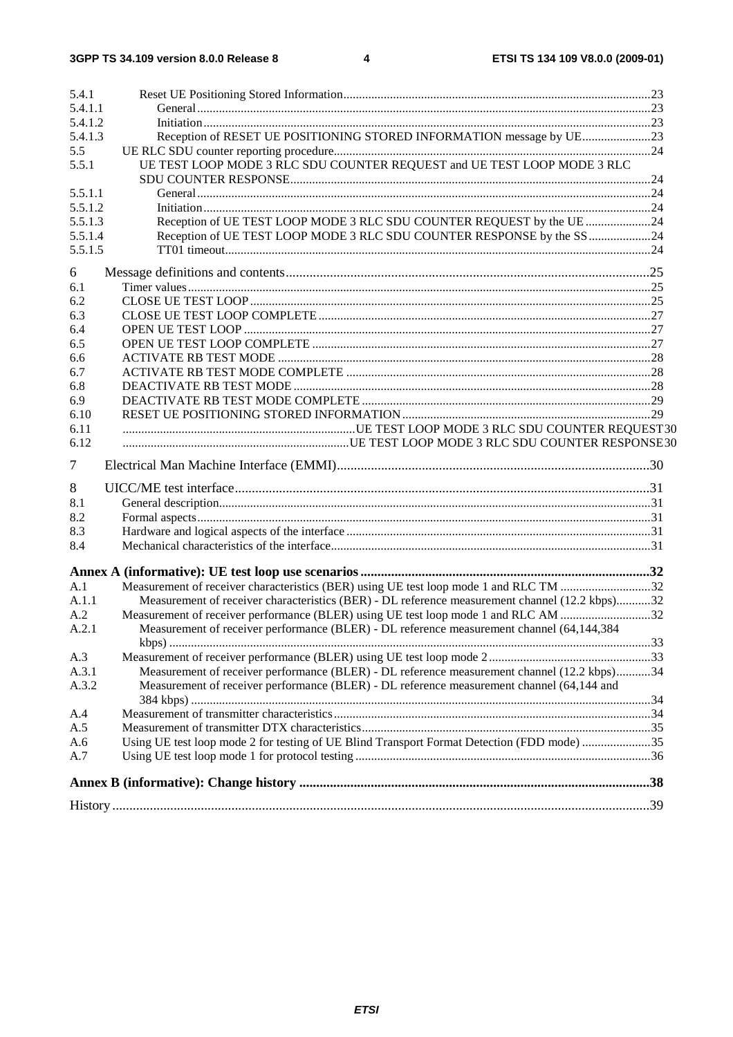5.4.1 Reset UE Positioning Stored Information ........ 23
5.4.1.1 General ........ 23
5.4.1.2 Initiation ........ 23
5.4.1.3 Reception of RESET UE POSITIONING STORED INFORMATION message by UE ........ 23
5.5 UE RLC SDU counter reporting procedure ........ 24
5.5.1 UE TEST LOOP MODE 3 RLC SDU COUNTER REQUEST and UE TEST LOOP MODE 3 RLC SDU COUNTER RESPONSE ........ 24
5.5.1.1 General ........ 24
5.5.1.2 Initiation ........ 24
5.5.1.3 Reception of UE TEST LOOP MODE 3 RLC SDU COUNTER REQUEST by the UE ........ 24
5.5.1.4 Reception of UE TEST LOOP MODE 3 RLC SDU COUNTER RESPONSE by the SS ........ 24
5.5.1.5 TT01 timeout ........ 24

6 Message definitions and contents ........ 25
6.1 Timer values ........ 25
6.2 CLOSE UE TEST LOOP ........ 25
6.3 CLOSE UE TEST LOOP COMPLETE ........ 27
6.4 OPEN UE TEST LOOP ........ 27
6.5 OPEN UE TEST LOOP COMPLETE ........ 27
6.6 ACTIVATE RB TEST MODE ........ 28
6.7 ACTIVATE RB TEST MODE COMPLETE ........ 28
6.8 DEACTIVATE RB TEST MODE ........ 28
6.9 DEACTIVATE RB TEST MODE COMPLETE ........ 29
6.10 RESET UE POSITIONING STORED INFORMATION ........ 29
6.11 ........ UE TEST LOOP MODE 3 RLC SDU COUNTER REQUEST 30
6.12 ........ UE TEST LOOP MODE 3 RLC SDU COUNTER RESPONSE 30

7 Electrical Man Machine Interface (EMMI) ........ 30

8 UICC/ME test interface ........ 31
8.1 General description ........ 31
8.2 Formal aspects ........ 31
8.3 Hardware and logical aspects of the interface ........ 31
8.4 Mechanical characteristics of the interface ........ 31

**Annex A (informative): UE test loop use scenarios ........ 32**

A.1 Measurement of receiver characteristics (BER) using UE test loop mode 1 and RLC TM ........ 32
A.1.1 Measurement of receiver characteristics (BER) - DL reference measurement channel (12.2 kbps) ........ 32
A.2 Measurement of receiver performance (BLER) using UE test loop mode 1 and RLC AM ........ 32
A.2.1 Measurement of receiver performance (BLER) - DL reference measurement channel (64,144,384 kbps) ........ 33
A.3 Measurement of receiver performance (BLER) using UE test loop mode 2 ........ 33
A.3.1 Measurement of receiver performance (BLER) - DL reference measurement channel (12.2 kbps) ........ 34
A.3.2 Measurement of receiver performance (BLER) - DL reference measurement channel (64,144 and 384 kbps) ........ 34
A.4 Measurement of transmitter characteristics ........ 34
A.5 Measurement of transmitter DTX characteristics ........ 35
A.6 Using UE test loop mode 2 for testing of UE Blind Transport Format Detection (FDD mode) ........ 35
A.7 Using UE test loop mode 1 for protocol testing ........ 36

**Annex B (informative): Change history ........ 38**

History ........ 39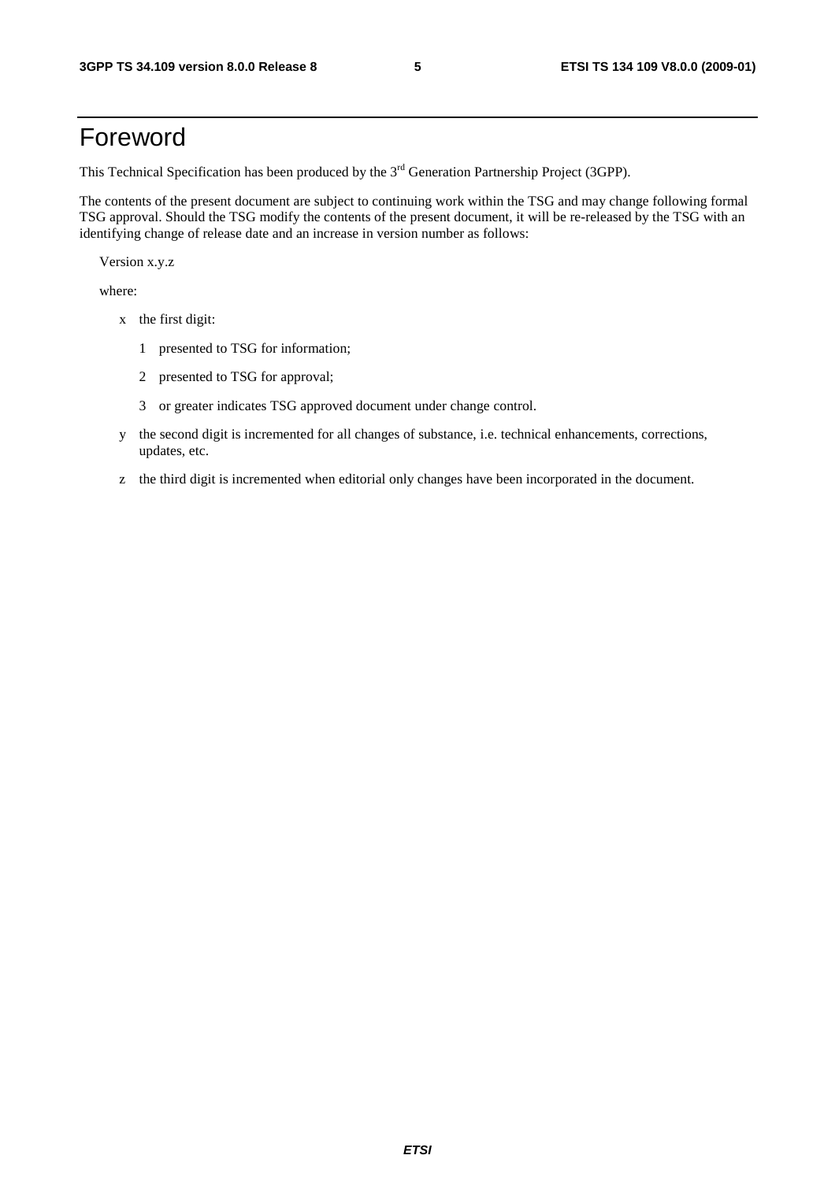# Foreword

This Technical Specification has been produced by the 3rd Generation Partnership Project (3GPP).

The contents of the present document are subject to continuing work within the TSG and may change following formal TSG approval. Should the TSG modify the contents of the present document, it will be re-released by the TSG with an identifying change of release date and an increase in version number as follows:

Version x.y.z

where:

- x the first digit:
  - 1 presented to TSG for information;
  - 2 presented to TSG for approval;
  - 3 or greater indicates TSG approved document under change control.
- y the second digit is incremented for all changes of substance, i.e. technical enhancements, corrections, updates, etc.
- z the third digit is incremented when editorial only changes have been incorporated in the document.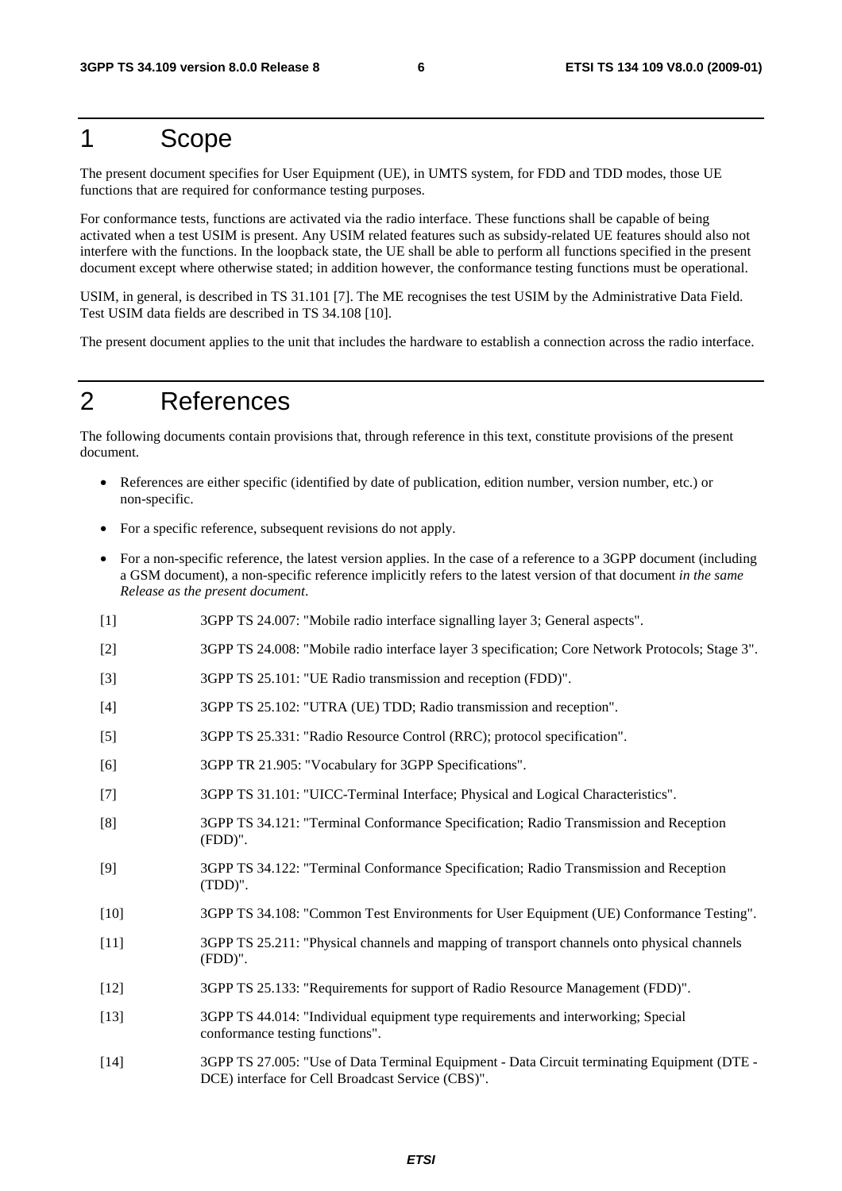# 1 Scope

The present document specifies for User Equipment (UE), in UMTS system, for FDD and TDD modes, those UE functions that are required for conformance testing purposes.

For conformance tests, functions are activated via the radio interface. These functions shall be capable of being activated when a test USIM is present. Any USIM related features such as subsidy-related UE features should also not interfere with the functions. In the loopback state, the UE shall be able to perform all functions specified in the present document except where otherwise stated; in addition however, the conformance testing functions must be operational.

USIM, in general, is described in TS 31.101 [7]. The ME recognises the test USIM by the Administrative Data Field. Test USIM data fields are described in TS 34.108 [10].

The present document applies to the unit that includes the hardware to establish a connection across the radio interface.

# 2 References

The following documents contain provisions that, through reference in this text, constitute provisions of the present document.

- References are either specific (identified by date of publication, edition number, version number, etc.) or non-specific.
- For a specific reference, subsequent revisions do not apply.
- For a non-specific reference, the latest version applies. In the case of a reference to a 3GPP document (including a GSM document), a non-specific reference implicitly refers to the latest version of that document *in the same Release as the present document*.

[1] 3GPP TS 24.007: "Mobile radio interface signalling layer 3; General aspects".

[2] 3GPP TS 24.008: "Mobile radio interface layer 3 specification; Core Network Protocols; Stage 3".

[3] 3GPP TS 25.101: "UE Radio transmission and reception (FDD)".

[4] 3GPP TS 25.102: "UTRA (UE) TDD; Radio transmission and reception".

[5] 3GPP TS 25.331: "Radio Resource Control (RRC); protocol specification".

[6] 3GPP TR 21.905: "Vocabulary for 3GPP Specifications".

[7] 3GPP TS 31.101: "UICC-Terminal Interface; Physical and Logical Characteristics".

[8] 3GPP TS 34.121: "Terminal Conformance Specification; Radio Transmission and Reception (FDD)".

[9] 3GPP TS 34.122: "Terminal Conformance Specification; Radio Transmission and Reception (TDD)".

[10] 3GPP TS 34.108: "Common Test Environments for User Equipment (UE) Conformance Testing".

[11] 3GPP TS 25.211: "Physical channels and mapping of transport channels onto physical channels (FDD)".

[12] 3GPP TS 25.133: "Requirements for support of Radio Resource Management (FDD)".

[13] 3GPP TS 44.014: "Individual equipment type requirements and interworking; Special conformance testing functions".

[14] 3GPP TS 27.005: "Use of Data Terminal Equipment - Data Circuit terminating Equipment (DTE - DCE) interface for Cell Broadcast Service (CBS)".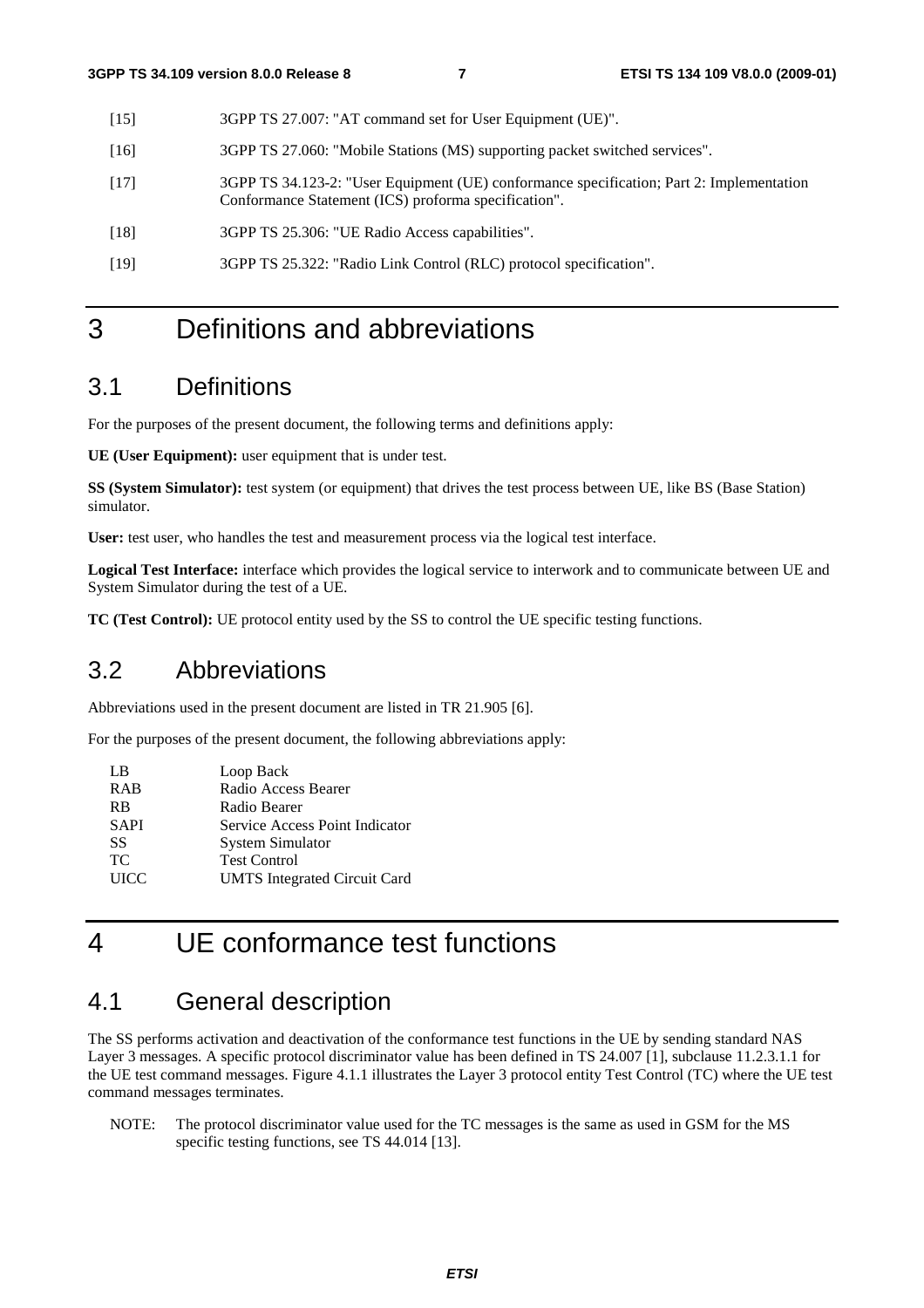[15] 3GPP TS 27.007: "AT command set for User Equipment (UE)".

[16] 3GPP TS 27.060: "Mobile Stations (MS) supporting packet switched services".

[17] 3GPP TS 34.123-2: "User Equipment (UE) conformance specification; Part 2: Implementation Conformance Statement (ICS) proforma specification".

[18] 3GPP TS 25.306: "UE Radio Access capabilities".

[19] 3GPP TS 25.322: "Radio Link Control (RLC) protocol specification".

# 3 Definitions and abbreviations

## 3.1 Definitions

For the purposes of the present document, the following terms and definitions apply:

**UE (User Equipment):** user equipment that is under test.

**SS (System Simulator):** test system (or equipment) that drives the test process between UE, like BS (Base Station) simulator.

**User:** test user, who handles the test and measurement process via the logical test interface.

**Logical Test Interface:** interface which provides the logical service to interwork and to communicate between UE and System Simulator during the test of a UE.

**TC (Test Control):** UE protocol entity used by the SS to control the UE specific testing functions.

## 3.2 Abbreviations

Abbreviations used in the present document are listed in TR 21.905 [6].

For the purposes of the present document, the following abbreviations apply:

LB Loop Back
RAB Radio Access Bearer
RB Radio Bearer
SAPI Service Access Point Indicator
SS System Simulator
TC Test Control
UICC UMTS Integrated Circuit Card

# 4 UE conformance test functions

## 4.1 General description

The SS performs activation and deactivation of the conformance test functions in the UE by sending standard NAS Layer 3 messages. A specific protocol discriminator value has been defined in TS 24.007 [1], subclause 11.2.3.1.1 for the UE test command messages. Figure 4.1.1 illustrates the Layer 3 protocol entity Test Control (TC) where the UE test command messages terminates.

NOTE: The protocol discriminator value used for the TC messages is the same as used in GSM for the MS specific testing functions, see TS 44.014 [13].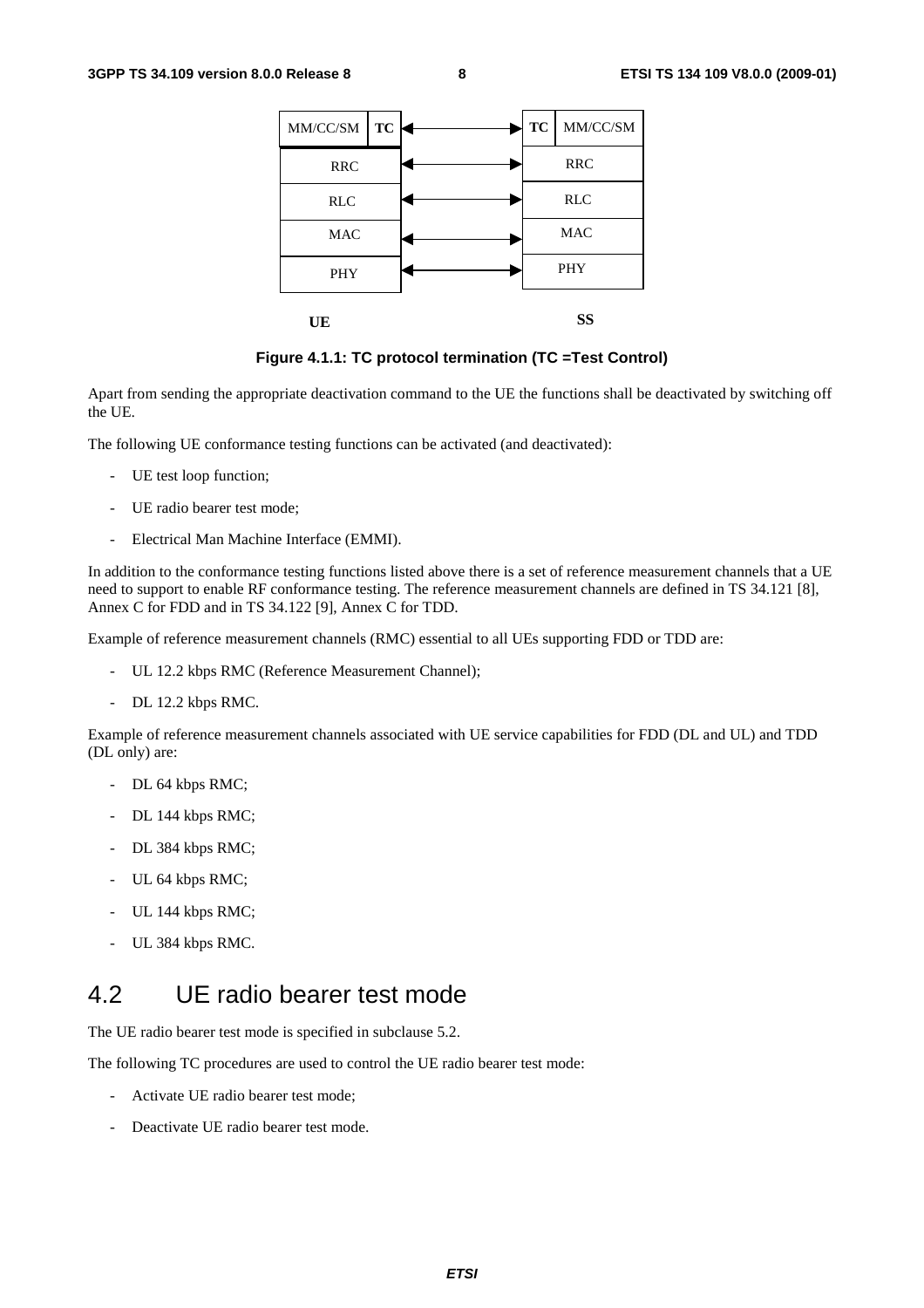Figure 4.1.1: TC protocol termination (TC =Test Control)

Apart from sending the appropriate deactivation command to the UE the functions shall be deactivated by switching off the UE.

The following UE conformance testing functions can be activated (and deactivated):

- UE test loop function;
- UE radio bearer test mode;
- Electrical Man Machine Interface (EMMI).

In addition to the conformance testing functions listed above there is a set of reference measurement channels that a UE need to support to enable RF conformance testing. The reference measurement channels are defined in TS 34.121 [8], Annex C for FDD and in TS 34.122 [9], Annex C for TDD.

Example of reference measurement channels (RMC) essential to all UEs supporting FDD or TDD are:

- UL 12.2 kbps RMC (Reference Measurement Channel);
- DL 12.2 kbps RMC.

Example of reference measurement channels associated with UE service capabilities for FDD (DL and UL) and TDD (DL only) are:

- DL 64 kbps RMC;
- DL 144 kbps RMC;
- DL 384 kbps RMC;
- UL 64 kbps RMC;
- UL 144 kbps RMC;
- UL 384 kbps RMC.

## 4.2 UE radio bearer test mode

The UE radio bearer test mode is specified in subclause 5.2.

The following TC procedures are used to control the UE radio bearer test mode:

- Activate UE radio bearer test mode;
- Deactivate UE radio bearer test mode.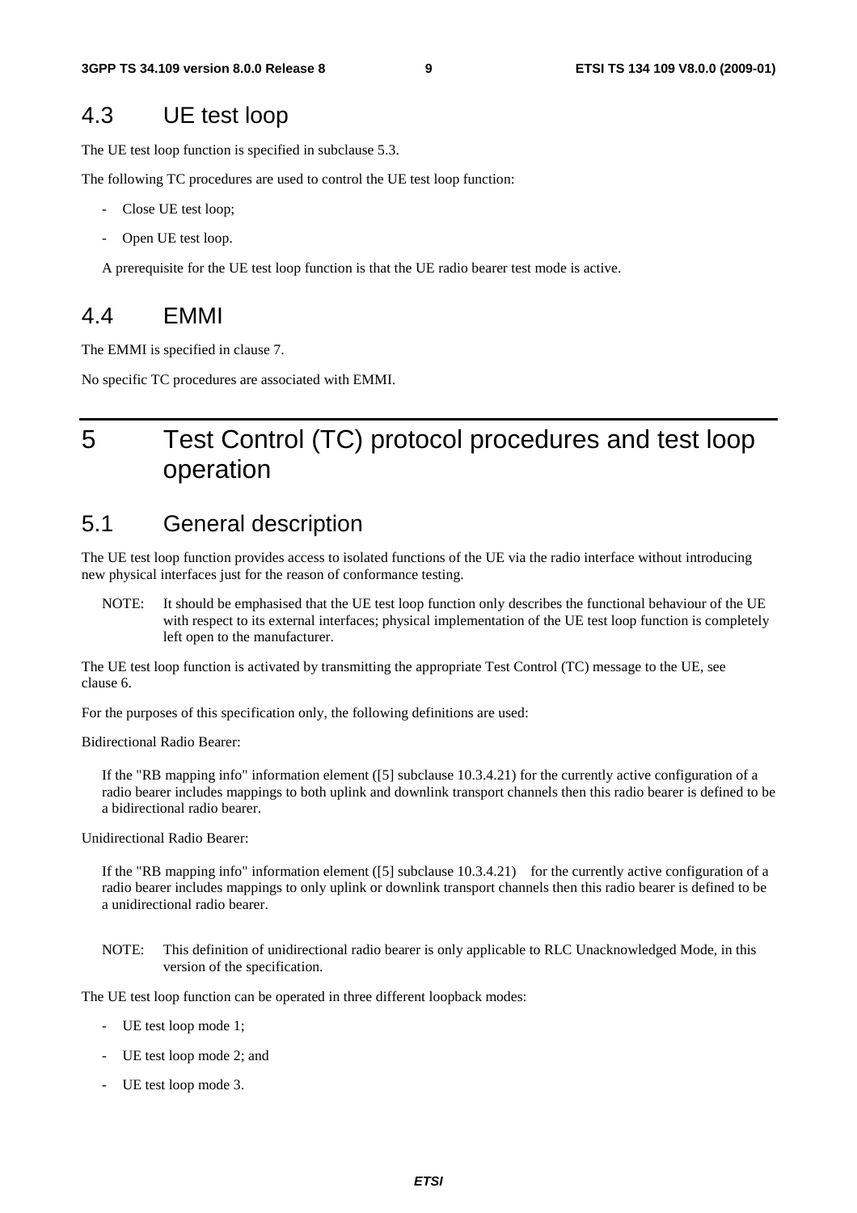## 4.3 UE test loop

The UE test loop function is specified in subclause 5.3.

The following TC procedures are used to control the UE test loop function:

- Close UE test loop;
- Open UE test loop.

A prerequisite for the UE test loop function is that the UE radio bearer test mode is active.

## 4.4 EMMI

The EMMI is specified in clause 7.

No specific TC procedures are associated with EMMI.

# 5 Test Control (TC) protocol procedures and test loop operation

## 5.1 General description

The UE test loop function provides access to isolated functions of the UE via the radio interface without introducing new physical interfaces just for the reason of conformance testing.

NOTE: It should be emphasised that the UE test loop function only describes the functional behaviour of the UE with respect to its external interfaces; physical implementation of the UE test loop function is completely left open to the manufacturer.

The UE test loop function is activated by transmitting the appropriate Test Control (TC) message to the UE, see clause 6.

For the purposes of this specification only, the following definitions are used:

Bidirectional Radio Bearer:

If the "RB mapping info" information element ([5] subclause 10.3.4.21) for the currently active configuration of a radio bearer includes mappings to both uplink and downlink transport channels then this radio bearer is defined to be a bidirectional radio bearer.

Unidirectional Radio Bearer:

If the "RB mapping info" information element ([5] subclause 10.3.4.21) for the currently active configuration of a radio bearer includes mappings to only uplink or downlink transport channels then this radio bearer is defined to be a unidirectional radio bearer.

NOTE: This definition of unidirectional radio bearer is only applicable to RLC Unacknowledged Mode, in this version of the specification.

The UE test loop function can be operated in three different loopback modes:

- UE test loop mode 1;
- UE test loop mode 2; and
- UE test loop mode 3.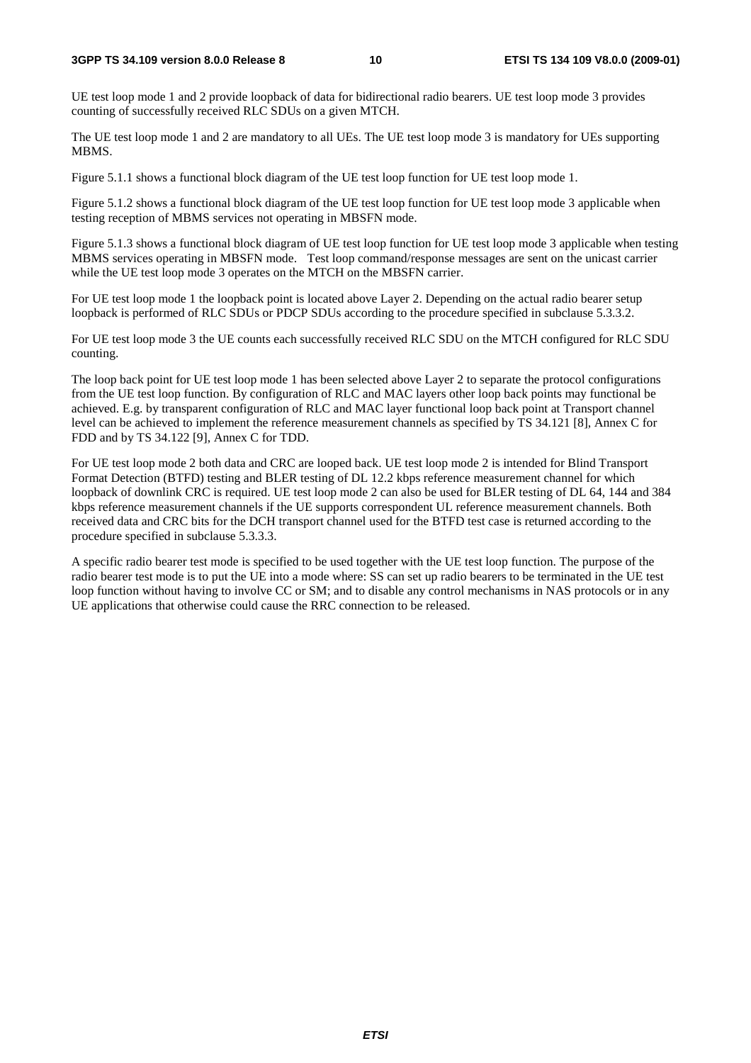UE test loop mode 1 and 2 provide loopback of data for bidirectional radio bearers. UE test loop mode 3 provides counting of successfully received RLC SDUs on a given MTCH.

The UE test loop mode 1 and 2 are mandatory to all UEs. The UE test loop mode 3 is mandatory for UEs supporting MBMS.

Figure 5.1.1 shows a functional block diagram of the UE test loop function for UE test loop mode 1.

Figure 5.1.2 shows a functional block diagram of the UE test loop function for UE test loop mode 3 applicable when testing reception of MBMS services not operating in MBSFN mode.

Figure 5.1.3 shows a functional block diagram of UE test loop function for UE test loop mode 3 applicable when testing MBMS services operating in MBSFN mode. Test loop command/response messages are sent on the unicast carrier while the UE test loop mode 3 operates on the MTCH on the MBSFN carrier.

For UE test loop mode 1 the loopback point is located above Layer 2. Depending on the actual radio bearer setup loopback is performed of RLC SDUs or PDCP SDUs according to the procedure specified in subclause 5.3.3.2.

For UE test loop mode 3 the UE counts each successfully received RLC SDU on the MTCH configured for RLC SDU counting.

The loop back point for UE test loop mode 1 has been selected above Layer 2 to separate the protocol configurations from the UE test loop function. By configuration of RLC and MAC layers other loop back points may functional be achieved. E.g. by transparent configuration of RLC and MAC layer functional loop back point at Transport channel level can be achieved to implement the reference measurement channels as specified by TS 34.121 [8], Annex C for FDD and by TS 34.122 [9], Annex C for TDD.

For UE test loop mode 2 both data and CRC are looped back. UE test loop mode 2 is intended for Blind Transport Format Detection (BTFD) testing and BLER testing of DL 12.2 kbps reference measurement channel for which loopback of downlink CRC is required. UE test loop mode 2 can also be used for BLER testing of DL 64, 144 and 384 kbps reference measurement channels if the UE supports correspondent UL reference measurement channels. Both received data and CRC bits for the DCH transport channel used for the BTFD test case is returned according to the procedure specified in subclause 5.3.3.3.

A specific radio bearer test mode is specified to be used together with the UE test loop function. The purpose of the radio bearer test mode is to put the UE into a mode where: SS can set up radio bearers to be terminated in the UE test loop function without having to involve CC or SM; and to disable any control mechanisms in NAS protocols or in any UE applications that otherwise could cause the RRC connection to be released.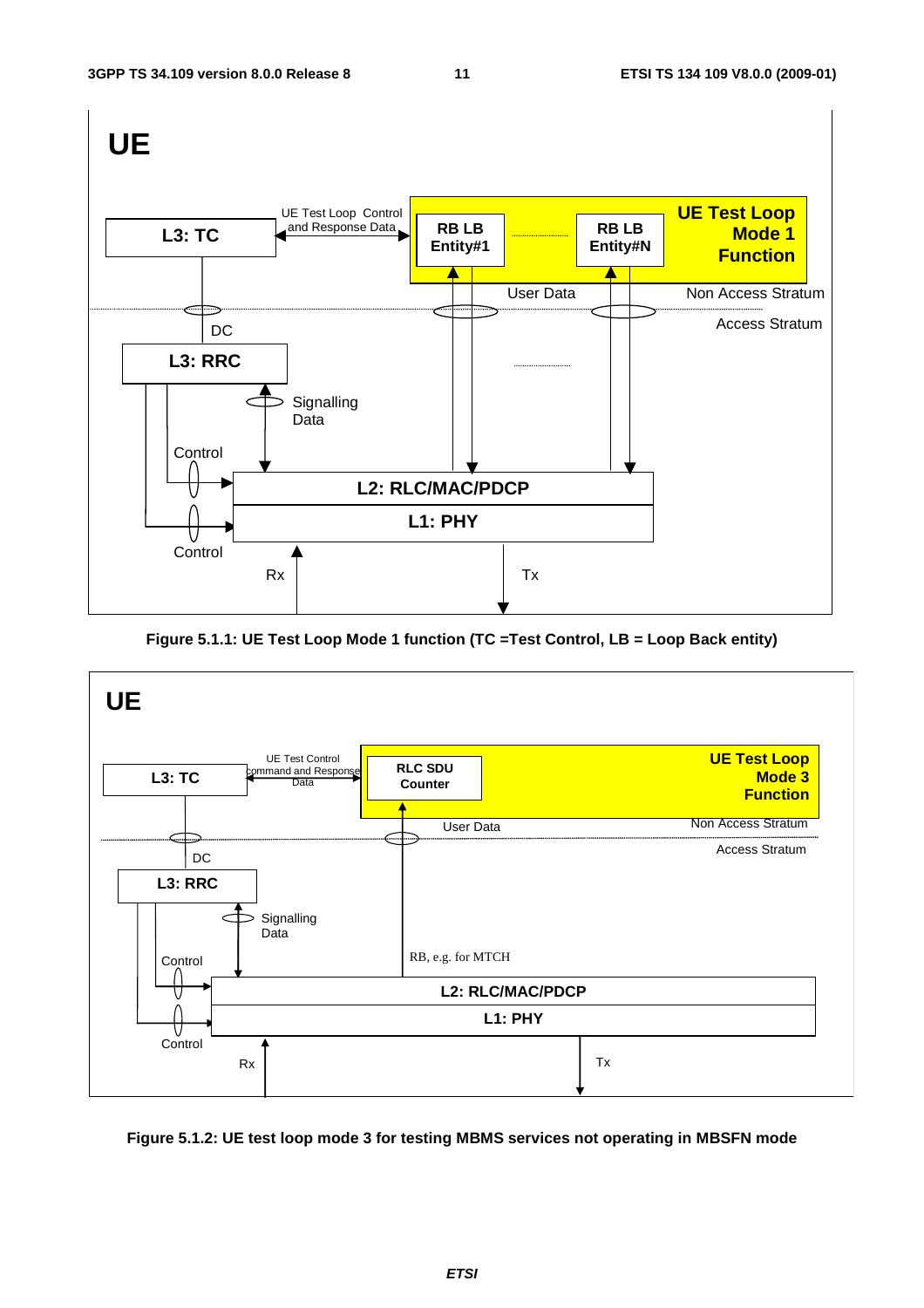Figure 5.1.1: UE Test Loop Mode 1 function (TC =Test Control, LB = Loop Back entity)

Figure 5.1.2: UE test loop mode 3 for testing MBMS services not operating in MBSFN mode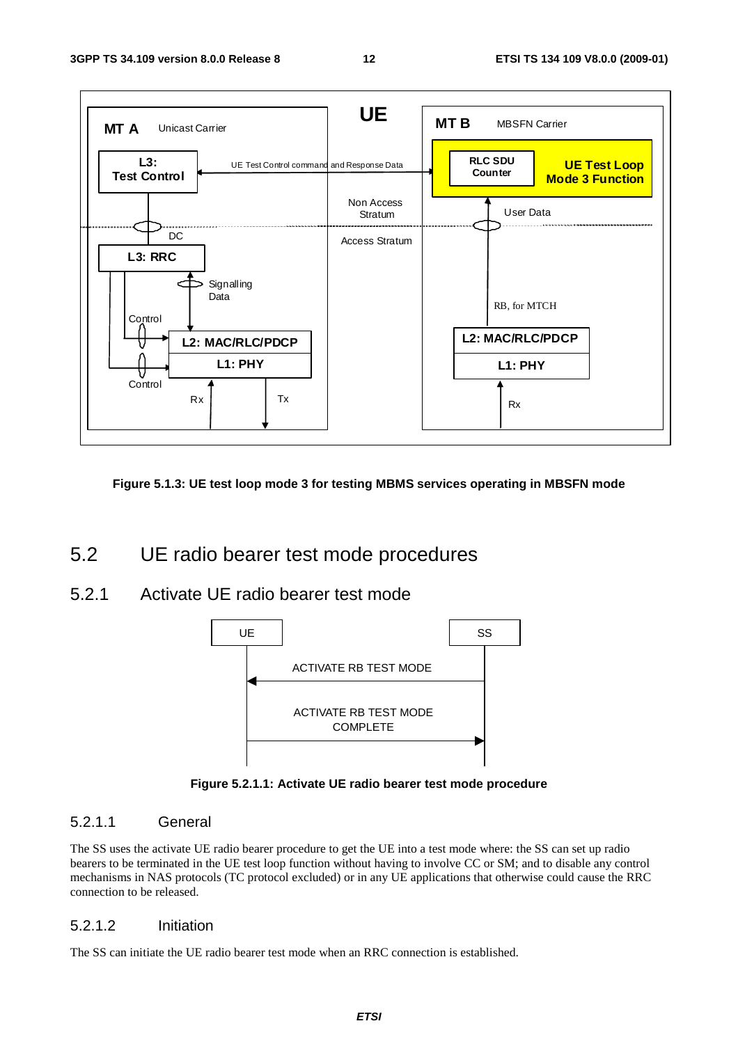**Figure 5.1.3: UE test loop mode 3 for testing MBMS services operating in MBSFN mode**

## 5.2 UE radio bearer test mode procedures

### 5.2.1 Activate UE radio bearer test mode

**Figure 5.2.1.1: Activate UE radio bearer test mode procedure**

#### 5.2.1.1 General

The SS uses the activate UE radio bearer procedure to get the UE into a test mode where: the SS can set up radio bearers to be terminated in the UE test loop function without having to involve CC or SM; and to disable any control mechanisms in NAS protocols (TC protocol excluded) or in any UE applications that otherwise could cause the RRC connection to be released.

#### 5.2.1.2 Initiation

The SS can initiate the UE radio bearer test mode when an RRC connection is established.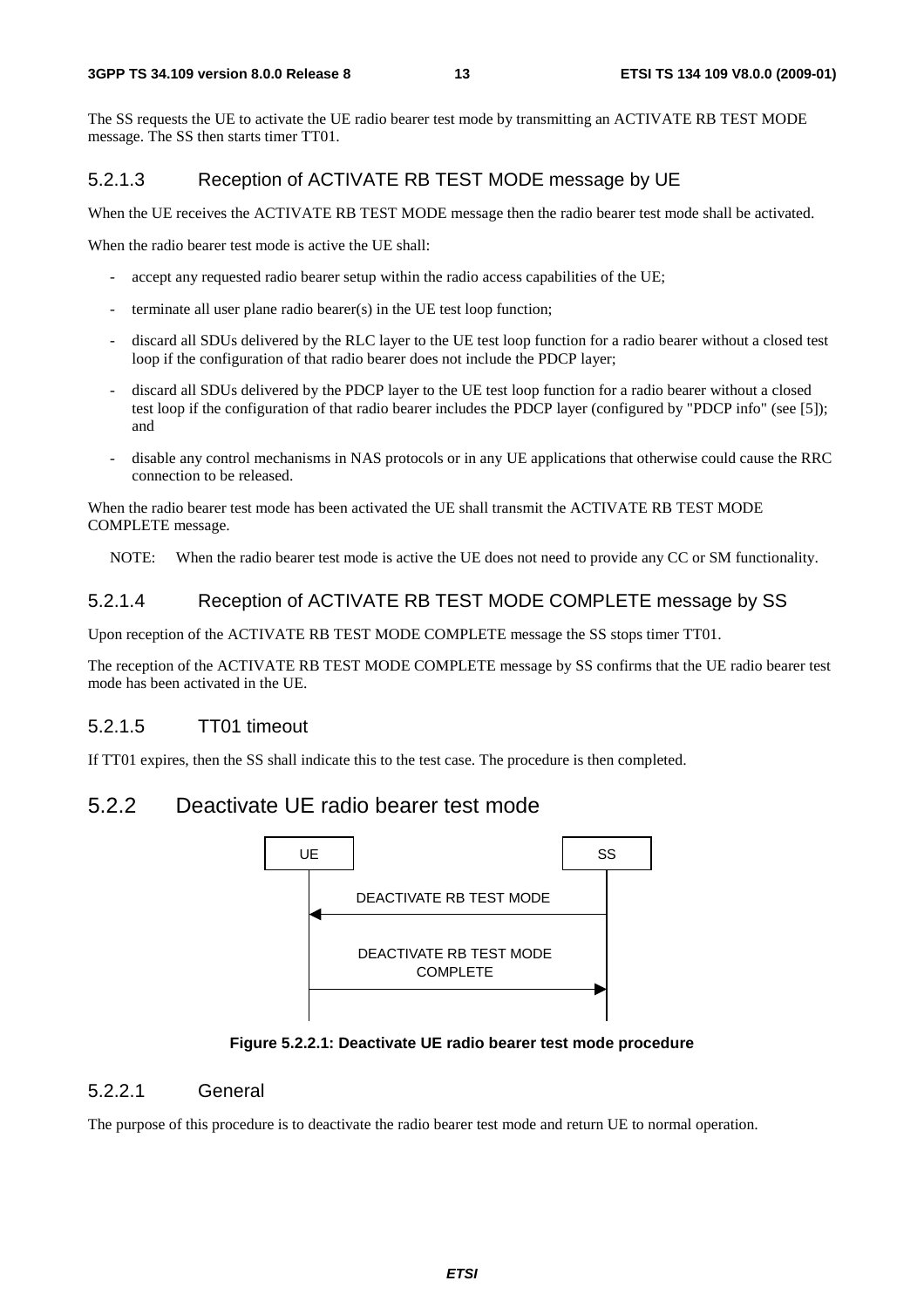The SS requests the UE to activate the UE radio bearer test mode by transmitting an ACTIVATE RB TEST MODE message. The SS then starts timer TT01.

### 5.2.1.3 Reception of ACTIVATE RB TEST MODE message by UE

When the UE receives the ACTIVATE RB TEST MODE message then the radio bearer test mode shall be activated.

When the radio bearer test mode is active the UE shall:

- accept any requested radio bearer setup within the radio access capabilities of the UE;
- terminate all user plane radio bearer(s) in the UE test loop function;
- discard all SDUs delivered by the RLC layer to the UE test loop function for a radio bearer without a closed test loop if the configuration of that radio bearer does not include the PDCP layer;
- discard all SDUs delivered by the PDCP layer to the UE test loop function for a radio bearer without a closed test loop if the configuration of that radio bearer includes the PDCP layer (configured by "PDCP info" (see [5]); and
- disable any control mechanisms in NAS protocols or in any UE applications that otherwise could cause the RRC connection to be released.

When the radio bearer test mode has been activated the UE shall transmit the ACTIVATE RB TEST MODE COMPLETE message.

NOTE: When the radio bearer test mode is active the UE does not need to provide any CC or SM functionality.

### 5.2.1.4 Reception of ACTIVATE RB TEST MODE COMPLETE message by SS

Upon reception of the ACTIVATE RB TEST MODE COMPLETE message the SS stops timer TT01.

The reception of the ACTIVATE RB TEST MODE COMPLETE message by SS confirms that the UE radio bearer test mode has been activated in the UE.

### 5.2.1.5 TT01 timeout

If TT01 expires, then the SS shall indicate this to the test case. The procedure is then completed.

## 5.2.2 Deactivate UE radio bearer test mode

| UE | | SS |
|---|---|---|
| ◄ | DEACTIVATE RB TEST MODE | |
| | DEACTIVATE RB TEST MODE COMPLETE | ► |

**Figure 5.2.2.1: Deactivate UE radio bearer test mode procedure**

### 5.2.2.1 General

The purpose of this procedure is to deactivate the radio bearer test mode and return UE to normal operation.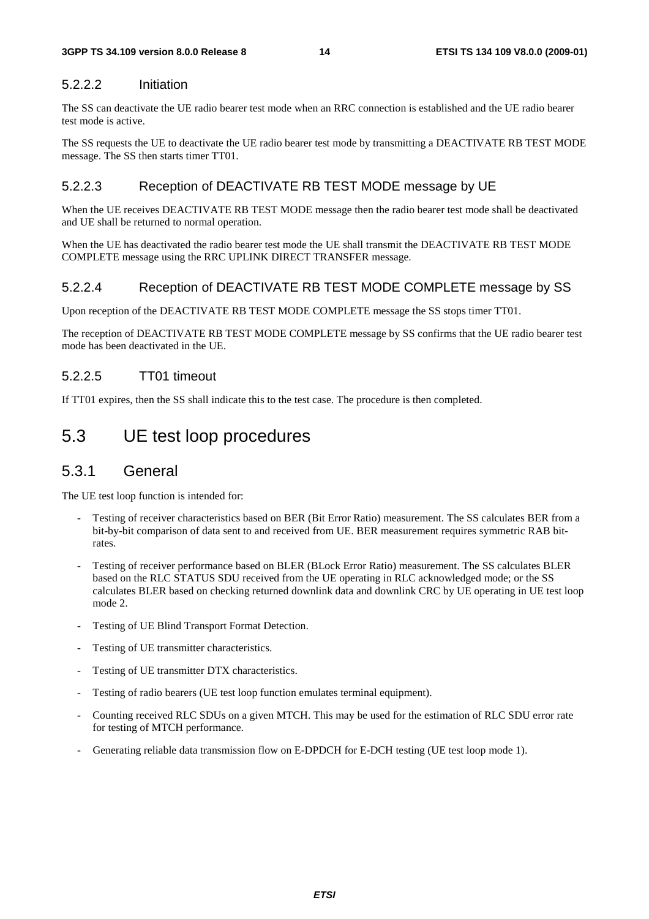#### 5.2.2.2 Initiation

The SS can deactivate the UE radio bearer test mode when an RRC connection is established and the UE radio bearer test mode is active.

The SS requests the UE to deactivate the UE radio bearer test mode by transmitting a DEACTIVATE RB TEST MODE message. The SS then starts timer TT01.

#### 5.2.2.3 Reception of DEACTIVATE RB TEST MODE message by UE

When the UE receives DEACTIVATE RB TEST MODE message then the radio bearer test mode shall be deactivated and UE shall be returned to normal operation.

When the UE has deactivated the radio bearer test mode the UE shall transmit the DEACTIVATE RB TEST MODE COMPLETE message using the RRC UPLINK DIRECT TRANSFER message.

#### 5.2.2.4 Reception of DEACTIVATE RB TEST MODE COMPLETE message by SS

Upon reception of the DEACTIVATE RB TEST MODE COMPLETE message the SS stops timer TT01.

The reception of DEACTIVATE RB TEST MODE COMPLETE message by SS confirms that the UE radio bearer test mode has been deactivated in the UE.

#### 5.2.2.5 TT01 timeout

If TT01 expires, then the SS shall indicate this to the test case. The procedure is then completed.

## 5.3 UE test loop procedures

### 5.3.1 General

The UE test loop function is intended for:

- Testing of receiver characteristics based on BER (Bit Error Ratio) measurement. The SS calculates BER from a bit-by-bit comparison of data sent to and received from UE. BER measurement requires symmetric RAB bit-rates.
- Testing of receiver performance based on BLER (BLock Error Ratio) measurement. The SS calculates BLER based on the RLC STATUS SDU received from the UE operating in RLC acknowledged mode; or the SS calculates BLER based on checking returned downlink data and downlink CRC by UE operating in UE test loop mode 2.
- Testing of UE Blind Transport Format Detection.
- Testing of UE transmitter characteristics.
- Testing of UE transmitter DTX characteristics.
- Testing of radio bearers (UE test loop function emulates terminal equipment).
- Counting received RLC SDUs on a given MTCH. This may be used for the estimation of RLC SDU error rate for testing of MTCH performance.
- Generating reliable data transmission flow on E-DPDCH for E-DCH testing (UE test loop mode 1).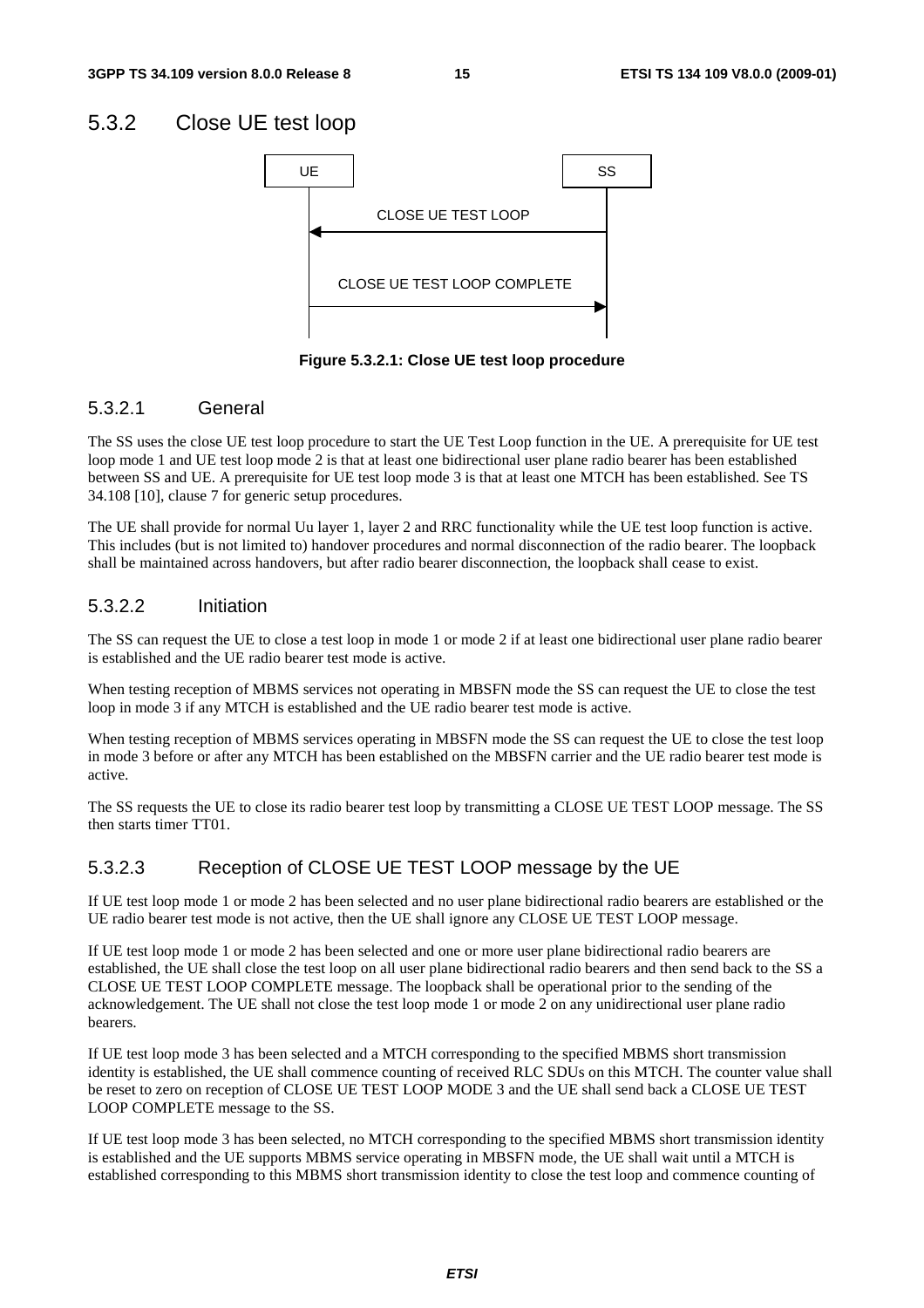## 5.3.2 Close UE test loop

```
UE                                          SS
 |                                           |
 |           CLOSE UE TEST LOOP              |
 |<------------------------------------------|
 |                                           |
 |      CLOSE UE TEST LOOP COMPLETE          |
 |------------------------------------------>|
 |                                           |
```

**Figure 5.3.2.1: Close UE test loop procedure**

### 5.3.2.1 General

The SS uses the close UE test loop procedure to start the UE Test Loop function in the UE. A prerequisite for UE test loop mode 1 and UE test loop mode 2 is that at least one bidirectional user plane radio bearer has been established between SS and UE. A prerequisite for UE test loop mode 3 is that at least one MTCH has been established. See TS 34.108 [10], clause 7 for generic setup procedures.

The UE shall provide for normal Uu layer 1, layer 2 and RRC functionality while the UE test loop function is active. This includes (but is not limited to) handover procedures and normal disconnection of the radio bearer. The loopback shall be maintained across handovers, but after radio bearer disconnection, the loopback shall cease to exist.

### 5.3.2.2 Initiation

The SS can request the UE to close a test loop in mode 1 or mode 2 if at least one bidirectional user plane radio bearer is established and the UE radio bearer test mode is active.

When testing reception of MBMS services not operating in MBSFN mode the SS can request the UE to close the test loop in mode 3 if any MTCH is established and the UE radio bearer test mode is active.

When testing reception of MBMS services operating in MBSFN mode the SS can request the UE to close the test loop in mode 3 before or after any MTCH has been established on the MBSFN carrier and the UE radio bearer test mode is active.

The SS requests the UE to close its radio bearer test loop by transmitting a CLOSE UE TEST LOOP message. The SS then starts timer TT01.

### 5.3.2.3 Reception of CLOSE UE TEST LOOP message by the UE

If UE test loop mode 1 or mode 2 has been selected and no user plane bidirectional radio bearers are established or the UE radio bearer test mode is not active, then the UE shall ignore any CLOSE UE TEST LOOP message.

If UE test loop mode 1 or mode 2 has been selected and one or more user plane bidirectional radio bearers are established, the UE shall close the test loop on all user plane bidirectional radio bearers and then send back to the SS a CLOSE UE TEST LOOP COMPLETE message. The loopback shall be operational prior to the sending of the acknowledgement. The UE shall not close the test loop mode 1 or mode 2 on any unidirectional user plane radio bearers.

If UE test loop mode 3 has been selected and a MTCH corresponding to the specified MBMS short transmission identity is established, the UE shall commence counting of received RLC SDUs on this MTCH. The counter value shall be reset to zero on reception of CLOSE UE TEST LOOP MODE 3 and the UE shall send back a CLOSE UE TEST LOOP COMPLETE message to the SS.

If UE test loop mode 3 has been selected, no MTCH corresponding to the specified MBMS short transmission identity is established and the UE supports MBMS service operating in MBSFN mode, the UE shall wait until a MTCH is established corresponding to this MBMS short transmission identity to close the test loop and commence counting of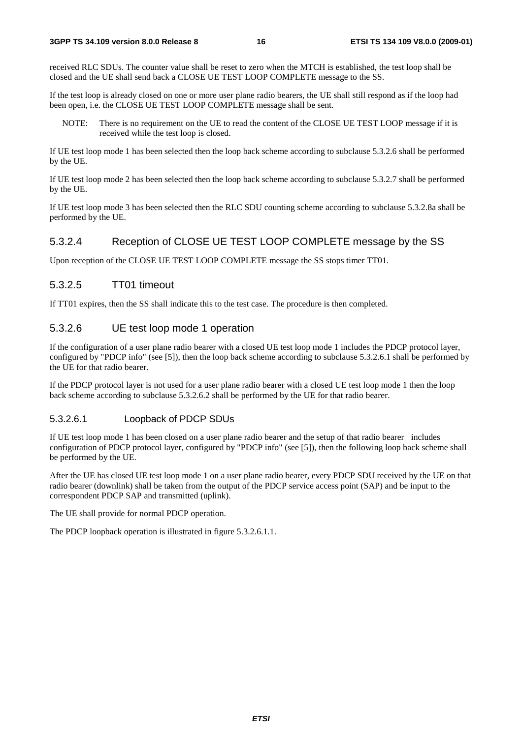received RLC SDUs. The counter value shall be reset to zero when the MTCH is established, the test loop shall be closed and the UE shall send back a CLOSE UE TEST LOOP COMPLETE message to the SS.

If the test loop is already closed on one or more user plane radio bearers, the UE shall still respond as if the loop had been open, i.e. the CLOSE UE TEST LOOP COMPLETE message shall be sent.

NOTE: There is no requirement on the UE to read the content of the CLOSE UE TEST LOOP message if it is received while the test loop is closed.

If UE test loop mode 1 has been selected then the loop back scheme according to subclause 5.3.2.6 shall be performed by the UE.

If UE test loop mode 2 has been selected then the loop back scheme according to subclause 5.3.2.7 shall be performed by the UE.

If UE test loop mode 3 has been selected then the RLC SDU counting scheme according to subclause 5.3.2.8a shall be performed by the UE.

### 5.3.2.4 Reception of CLOSE UE TEST LOOP COMPLETE message by the SS

Upon reception of the CLOSE UE TEST LOOP COMPLETE message the SS stops timer TT01.

### 5.3.2.5 TT01 timeout

If TT01 expires, then the SS shall indicate this to the test case. The procedure is then completed.

### 5.3.2.6 UE test loop mode 1 operation

If the configuration of a user plane radio bearer with a closed UE test loop mode 1 includes the PDCP protocol layer, configured by "PDCP info" (see [5]), then the loop back scheme according to subclause 5.3.2.6.1 shall be performed by the UE for that radio bearer.

If the PDCP protocol layer is not used for a user plane radio bearer with a closed UE test loop mode 1 then the loop back scheme according to subclause 5.3.2.6.2 shall be performed by the UE for that radio bearer.

#### 5.3.2.6.1 Loopback of PDCP SDUs

If UE test loop mode 1 has been closed on a user plane radio bearer and the setup of that radio bearer includes configuration of PDCP protocol layer, configured by "PDCP info" (see [5]), then the following loop back scheme shall be performed by the UE.

After the UE has closed UE test loop mode 1 on a user plane radio bearer, every PDCP SDU received by the UE on that radio bearer (downlink) shall be taken from the output of the PDCP service access point (SAP) and be input to the correspondent PDCP SAP and transmitted (uplink).

The UE shall provide for normal PDCP operation.

The PDCP loopback operation is illustrated in figure 5.3.2.6.1.1.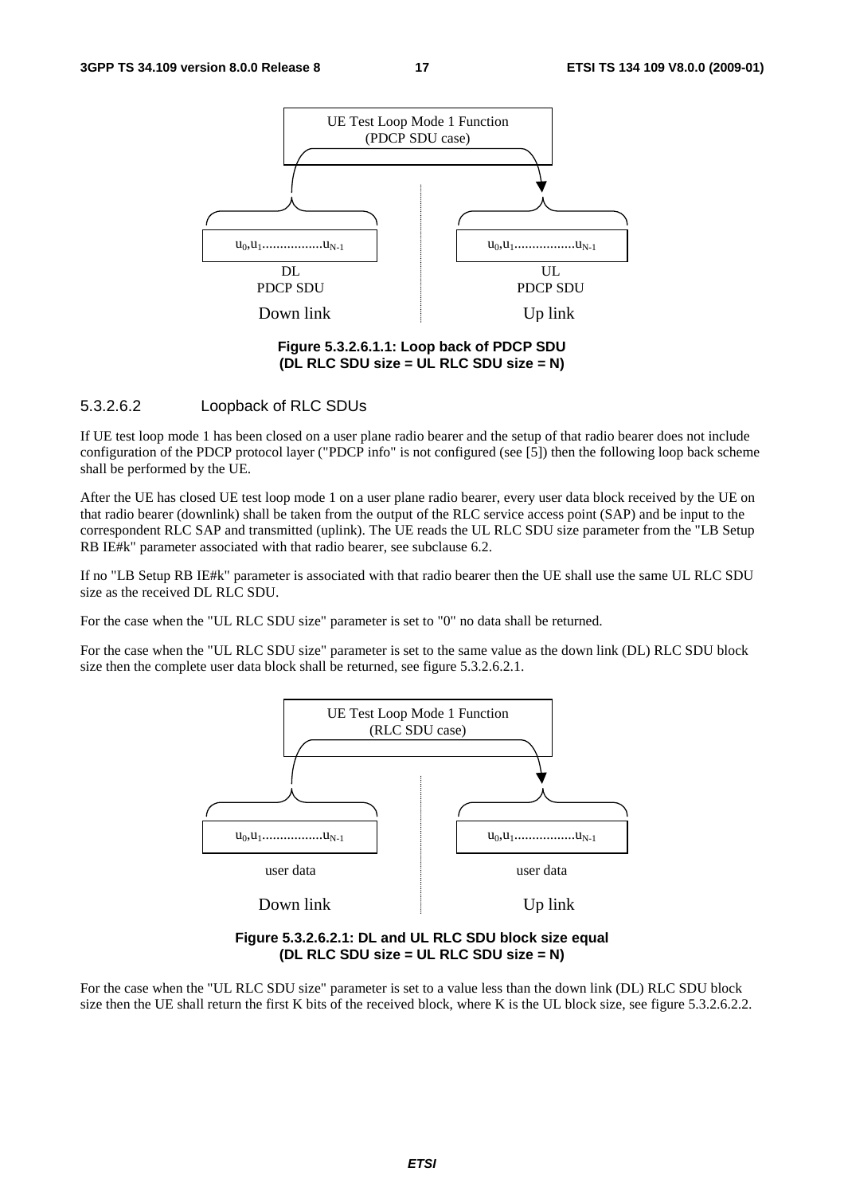UE Test Loop Mode 1 Function (PDCP SDU case)

$u_0,u_1$.................$u_{N-1}$ — DL PDCP SDU — Down link

$u_0,u_1$.................$u_{N-1}$ — UL PDCP SDU — Up link

**Figure 5.3.2.6.1.1: Loop back of PDCP SDU (DL RLC SDU size = UL RLC SDU size = N)**

#### 5.3.2.6.2 Loopback of RLC SDUs

If UE test loop mode 1 has been closed on a user plane radio bearer and the setup of that radio bearer does not include configuration of the PDCP protocol layer ("PDCP info" is not configured (see [5]) then the following loop back scheme shall be performed by the UE.

After the UE has closed UE test loop mode 1 on a user plane radio bearer, every user data block received by the UE on that radio bearer (downlink) shall be taken from the output of the RLC service access point (SAP) and be input to the correspondent RLC SAP and transmitted (uplink). The UE reads the UL RLC SDU size parameter from the "LB Setup RB IE#k" parameter associated with that radio bearer, see subclause 6.2.

If no "LB Setup RB IE#k" parameter is associated with that radio bearer then the UE shall use the same UL RLC SDU size as the received DL RLC SDU.

For the case when the "UL RLC SDU size" parameter is set to "0" no data shall be returned.

For the case when the "UL RLC SDU size" parameter is set to the same value as the down link (DL) RLC SDU block size then the complete user data block shall be returned, see figure 5.3.2.6.2.1.

UE Test Loop Mode 1 Function (RLC SDU case)

$u_0,u_1$.................$u_{N-1}$ — user data — Down link

$u_0,u_1$.................$u_{N-1}$ — user data — Up link

**Figure 5.3.2.6.2.1: DL and UL RLC SDU block size equal (DL RLC SDU size = UL RLC SDU size = N)**

For the case when the "UL RLC SDU size" parameter is set to a value less than the down link (DL) RLC SDU block size then the UE shall return the first K bits of the received block, where K is the UL block size, see figure 5.3.2.6.2.2.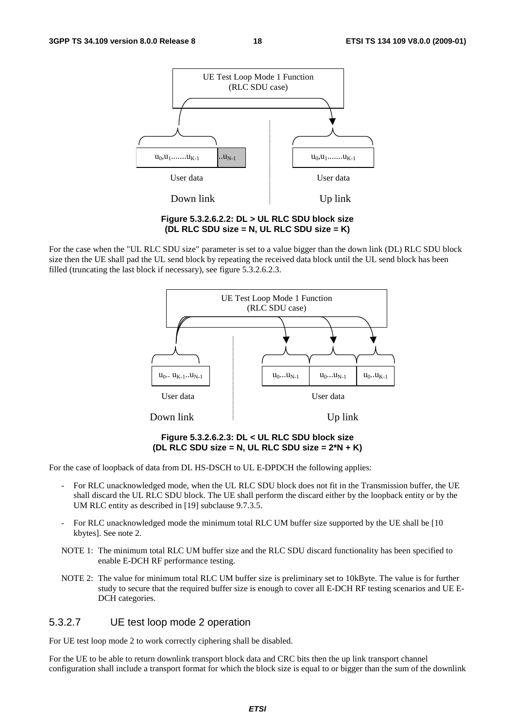UE Test Loop Mode 1 Function (RLC SDU case)

$u_0,u_1.......u_{K-1}$ $..u_{N-1}$ | $u_0,u_1.......u_{K-1}$

User data — Down link | User data — Up link

**Figure 5.3.2.6.2.2: DL > UL RLC SDU block size (DL RLC SDU size = N, UL RLC SDU size = K)**

For the case when the "UL RLC SDU size" parameter is set to a value bigger than the down link (DL) RLC SDU block size then the UE shall pad the UL send block by repeating the received data block until the UL send block has been filled (truncating the last block if necessary), see figure 5.3.2.6.2.3.

UE Test Loop Mode 1 Function (RLC SDU case)

$u_0..\ u_{K-1}..u_{N-1}$ | $u_0...u_{N-1}$ $u_0...u_{N-1}$ $u_0..u_{K-1}$

User data — Down link | User data — Up link

**Figure 5.3.2.6.2.3: DL < UL RLC SDU block size (DL RLC SDU size = N, UL RLC SDU size = 2*N + K)**

For the case of loopback of data from DL HS-DSCH to UL E-DPDCH the following applies:

- For RLC unacknowledged mode, when the UL RLC SDU block does not fit in the Transmission buffer, the UE shall discard the UL RLC SDU block. The UE shall perform the discard either by the loopback entity or by the UM RLC entity as described in [19] subclause 9.7.3.5.
- For RLC unacknowledged mode the minimum total RLC UM buffer size supported by the UE shall be [10 kbytes]. See note 2.

NOTE 1: The minimum total RLC UM buffer size and the RLC SDU discard functionality has been specified to enable E-DCH RF performance testing.

NOTE 2: The value for minimum total RLC UM buffer size is preliminary set to 10kByte. The value is for further study to secure that the required buffer size is enough to cover all E-DCH RF testing scenarios and UE E-DCH categories.

### 5.3.2.7 UE test loop mode 2 operation

For UE test loop mode 2 to work correctly ciphering shall be disabled.

For the UE to be able to return downlink transport block data and CRC bits then the up link transport channel configuration shall include a transport format for which the block size is equal to or bigger than the sum of the downlink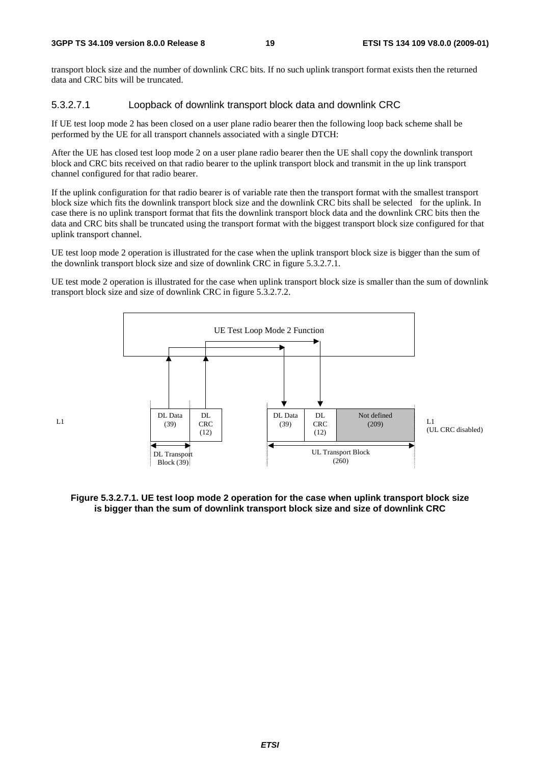transport block size and the number of downlink CRC bits. If no such uplink transport format exists then the returned data and CRC bits will be truncated.

#### 5.3.2.7.1 Loopback of downlink transport block data and downlink CRC

If UE test loop mode 2 has been closed on a user plane radio bearer then the following loop back scheme shall be performed by the UE for all transport channels associated with a single DTCH:

After the UE has closed test loop mode 2 on a user plane radio bearer then the UE shall copy the downlink transport block and CRC bits received on that radio bearer to the uplink transport block and transmit in the up link transport channel configured for that radio bearer.

If the uplink configuration for that radio bearer is of variable rate then the transport format with the smallest transport block size which fits the downlink transport block size and the downlink CRC bits shall be selected for the uplink. In case there is no uplink transport format that fits the downlink transport block data and the downlink CRC bits then the data and CRC bits shall be truncated using the transport format with the biggest transport block size configured for that uplink transport channel.

UE test loop mode 2 operation is illustrated for the case when the uplink transport block size is bigger than the sum of the downlink transport block size and size of downlink CRC in figure 5.3.2.7.1.

UE test mode 2 operation is illustrated for the case when uplink transport block size is smaller than the sum of downlink transport block size and size of downlink CRC in figure 5.3.2.7.2.

UE Test Loop Mode 2 Function

L1

DL Data (39) | DL CRC (12)

DL Transport Block (39)

DL Data (39) | DL CRC (12) | Not defined (209)

UL Transport Block (260)

L1 (UL CRC disabled)

**Figure 5.3.2.7.1. UE test loop mode 2 operation for the case when uplink transport block size is bigger than the sum of downlink transport block size and size of downlink CRC**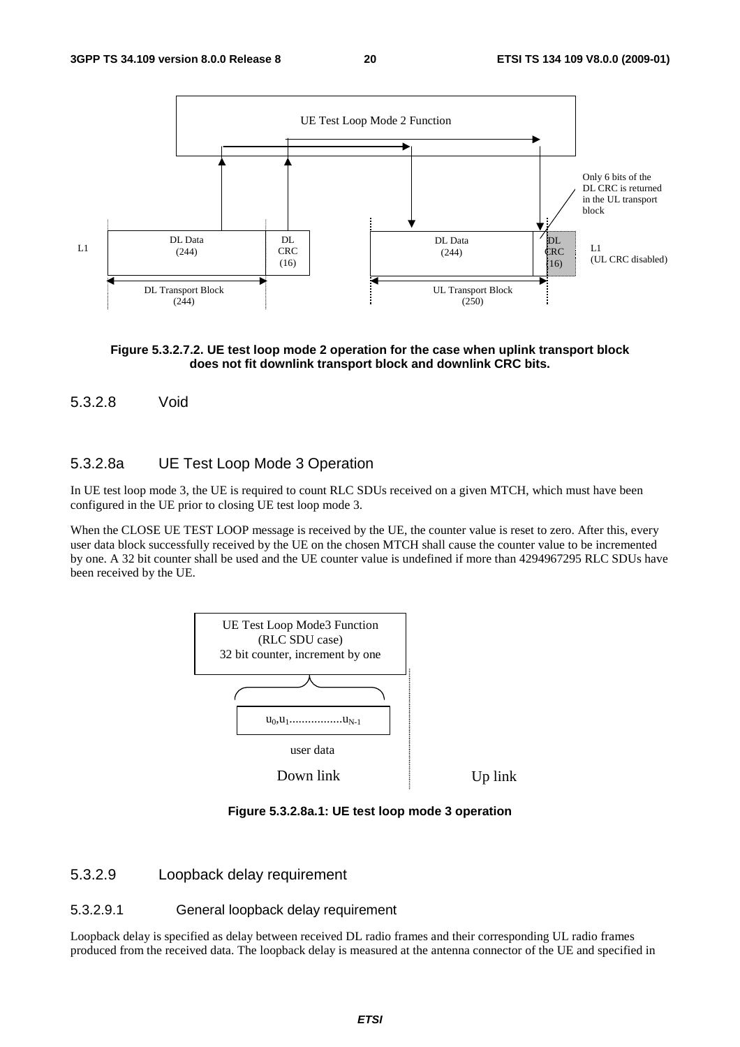Figure 5.3.2.7.2. UE test loop mode 2 operation for the case when uplink transport block does not fit downlink transport block and downlink CRC bits.

### 5.3.2.8 Void

### 5.3.2.8a UE Test Loop Mode 3 Operation

In UE test loop mode 3, the UE is required to count RLC SDUs received on a given MTCH, which must have been configured in the UE prior to closing UE test loop mode 3.

When the CLOSE UE TEST LOOP message is received by the UE, the counter value is reset to zero. After this, every user data block successfully received by the UE on the chosen MTCH shall cause the counter value to be incremented by one. A 32 bit counter shall be used and the UE counter value is undefined if more than 4294967295 RLC SDUs have been received by the UE.

Figure 5.3.2.8a.1: UE test loop mode 3 operation

### 5.3.2.9 Loopback delay requirement

#### 5.3.2.9.1 General loopback delay requirement

Loopback delay is specified as delay between received DL radio frames and their corresponding UL radio frames produced from the received data. The loopback delay is measured at the antenna connector of the UE and specified in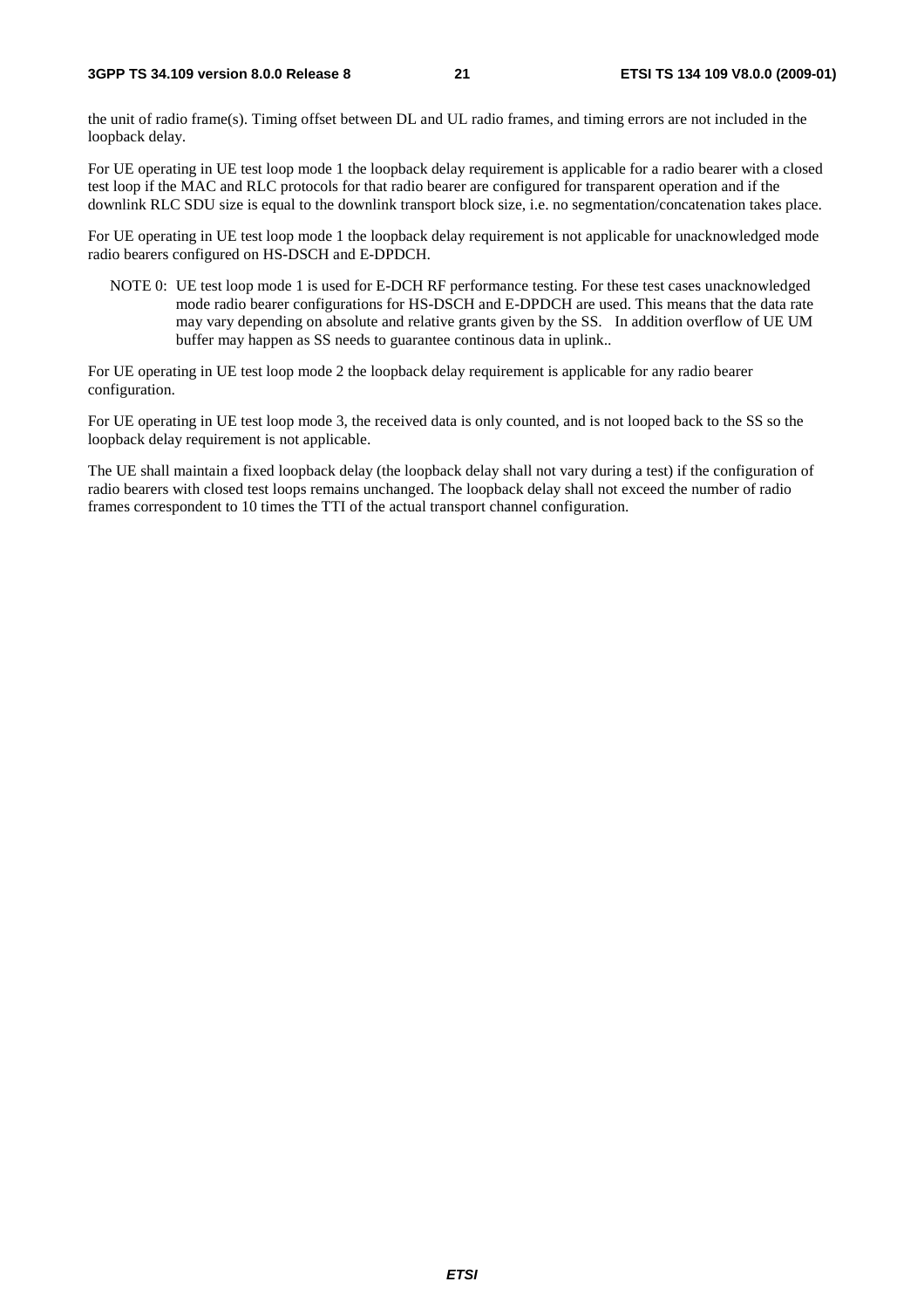the unit of radio frame(s). Timing offset between DL and UL radio frames, and timing errors are not included in the loopback delay.

For UE operating in UE test loop mode 1 the loopback delay requirement is applicable for a radio bearer with a closed test loop if the MAC and RLC protocols for that radio bearer are configured for transparent operation and if the downlink RLC SDU size is equal to the downlink transport block size, i.e. no segmentation/concatenation takes place.

For UE operating in UE test loop mode 1 the loopback delay requirement is not applicable for unacknowledged mode radio bearers configured on HS-DSCH and E-DPDCH.

NOTE 0: UE test loop mode 1 is used for E-DCH RF performance testing. For these test cases unacknowledged mode radio bearer configurations for HS-DSCH and E-DPDCH are used. This means that the data rate may vary depending on absolute and relative grants given by the SS. In addition overflow of UE UM buffer may happen as SS needs to guarantee continous data in uplink..

For UE operating in UE test loop mode 2 the loopback delay requirement is applicable for any radio bearer configuration.

For UE operating in UE test loop mode 3, the received data is only counted, and is not looped back to the SS so the loopback delay requirement is not applicable.

The UE shall maintain a fixed loopback delay (the loopback delay shall not vary during a test) if the configuration of radio bearers with closed test loops remains unchanged. The loopback delay shall not exceed the number of radio frames correspondent to 10 times the TTI of the actual transport channel configuration.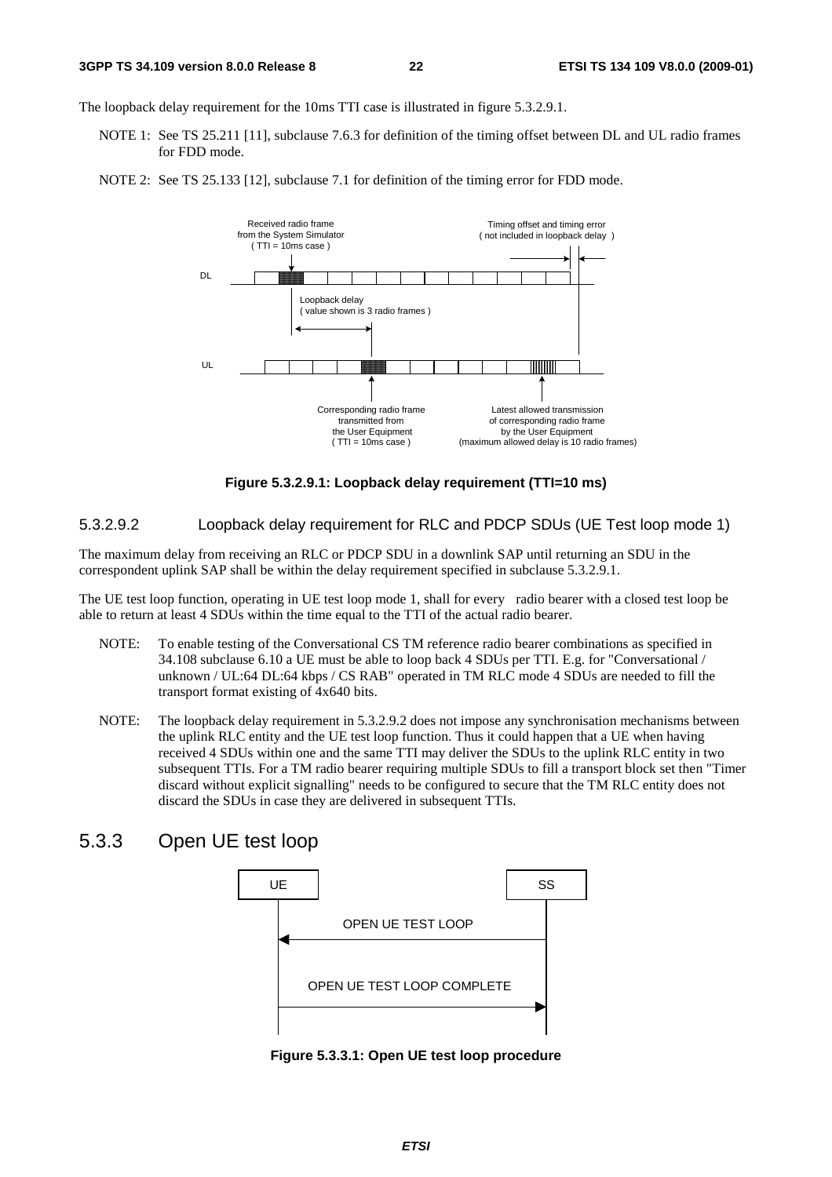The loopback delay requirement for the 10ms TTI case is illustrated in figure 5.3.2.9.1.

NOTE 1: See TS 25.211 [11], subclause 7.6.3 for definition of the timing offset between DL and UL radio frames for FDD mode.

NOTE 2: See TS 25.133 [12], subclause 7.1 for definition of the timing error for FDD mode.

**Figure 5.3.2.9.1: Loopback delay requirement (TTI=10 ms)**

#### 5.3.2.9.2 Loopback delay requirement for RLC and PDCP SDUs (UE Test loop mode 1)

The maximum delay from receiving an RLC or PDCP SDU in a downlink SAP until returning an SDU in the correspondent uplink SAP shall be within the delay requirement specified in subclause 5.3.2.9.1.

The UE test loop function, operating in UE test loop mode 1, shall for every radio bearer with a closed test loop be able to return at least 4 SDUs within the time equal to the TTI of the actual radio bearer.

NOTE: To enable testing of the Conversational CS TM reference radio bearer combinations as specified in 34.108 subclause 6.10 a UE must be able to loop back 4 SDUs per TTI. E.g. for "Conversational / unknown / UL:64 DL:64 kbps / CS RAB" operated in TM RLC mode 4 SDUs are needed to fill the transport format existing of 4x640 bits.

NOTE: The loopback delay requirement in 5.3.2.9.2 does not impose any synchronisation mechanisms between the uplink RLC entity and the UE test loop function. Thus it could happen that a UE when having received 4 SDUs within one and the same TTI may deliver the SDUs to the uplink RLC entity in two subsequent TTIs. For a TM radio bearer requiring multiple SDUs to fill a transport block set then "Timer discard without explicit signalling" needs to be configured to secure that the TM RLC entity does not discard the SDUs in case they are delivered in subsequent TTIs.

## 5.3.3 Open UE test loop

**Figure 5.3.3.1: Open UE test loop procedure**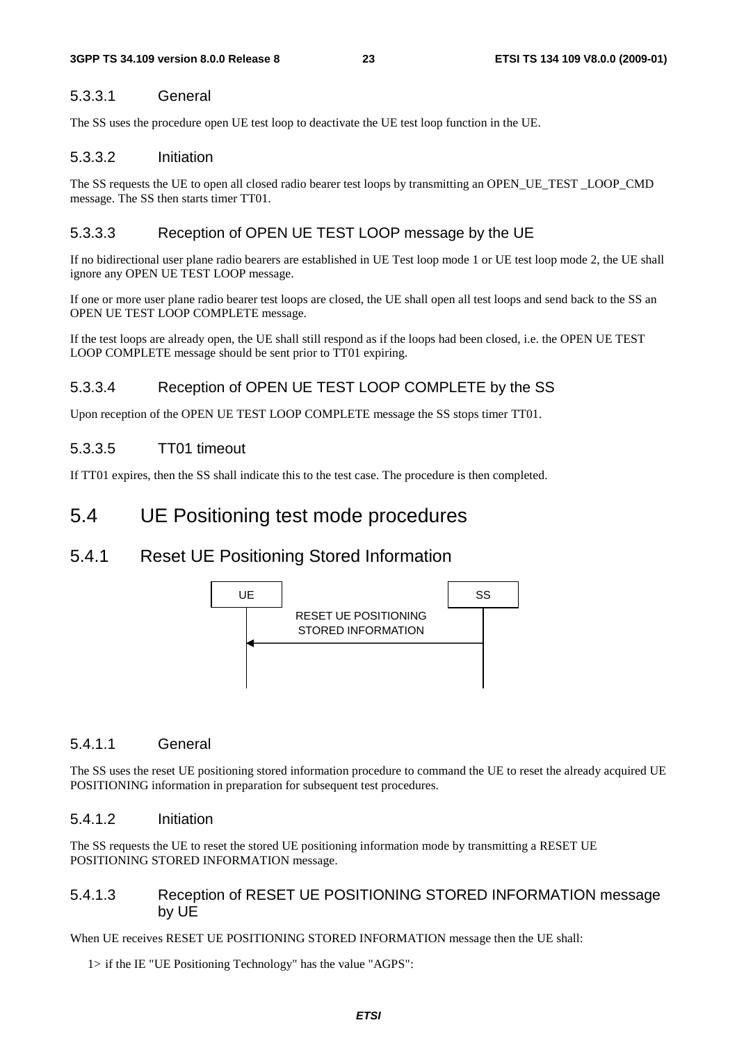#### 5.3.3.1 General

The SS uses the procedure open UE test loop to deactivate the UE test loop function in the UE.

#### 5.3.3.2 Initiation

The SS requests the UE to open all closed radio bearer test loops by transmitting an OPEN_UE_TEST _LOOP_CMD message. The SS then starts timer TT01.

#### 5.3.3.3 Reception of OPEN UE TEST LOOP message by the UE

If no bidirectional user plane radio bearers are established in UE Test loop mode 1 or UE test loop mode 2, the UE shall ignore any OPEN UE TEST LOOP message.

If one or more user plane radio bearer test loops are closed, the UE shall open all test loops and send back to the SS an OPEN UE TEST LOOP COMPLETE message.

If the test loops are already open, the UE shall still respond as if the loops had been closed, i.e. the OPEN UE TEST LOOP COMPLETE message should be sent prior to TT01 expiring.

#### 5.3.3.4 Reception of OPEN UE TEST LOOP COMPLETE by the SS

Upon reception of the OPEN UE TEST LOOP COMPLETE message the SS stops timer TT01.

#### 5.3.3.5 TT01 timeout

If TT01 expires, then the SS shall indicate this to the test case. The procedure is then completed.

# 5.4 UE Positioning test mode procedures

## 5.4.1 Reset UE Positioning Stored Information

```
 UE                                  SS
  |   RESET UE POSITIONING            |
  |   STORED INFORMATION              |
  |<----------------------------------|
  |                                   |
```

#### 5.4.1.1 General

The SS uses the reset UE positioning stored information procedure to command the UE to reset the already acquired UE POSITIONING information in preparation for subsequent test procedures.

#### 5.4.1.2 Initiation

The SS requests the UE to reset the stored UE positioning information mode by transmitting a RESET UE POSITIONING STORED INFORMATION message.

#### 5.4.1.3 Reception of RESET UE POSITIONING STORED INFORMATION message by UE

When UE receives RESET UE POSITIONING STORED INFORMATION message then the UE shall:

1> if the IE "UE Positioning Technology" has the value "AGPS":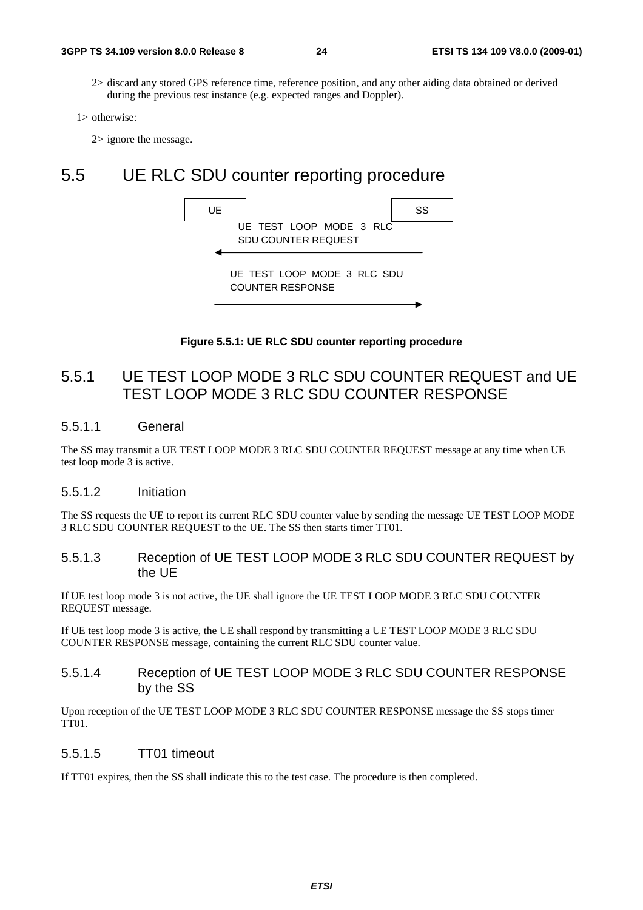2> discard any stored GPS reference time, reference position, and any other aiding data obtained or derived during the previous test instance (e.g. expected ranges and Doppler).

1> otherwise:

2> ignore the message.

# 5.5 UE RLC SDU counter reporting procedure

```
UE                                              SS
 |     UE TEST LOOP MODE 3 RLC                   |
 |     SDU COUNTER REQUEST                       |
 |<----------------------------------------------|
 |                                               |
 |   UE TEST LOOP MODE 3 RLC SDU                 |
 |   COUNTER RESPONSE                            |
 |---------------------------------------------->|
 |                                               |
```

**Figure 5.5.1: UE RLC SDU counter reporting procedure**

## 5.5.1 UE TEST LOOP MODE 3 RLC SDU COUNTER REQUEST and UE TEST LOOP MODE 3 RLC SDU COUNTER RESPONSE

### 5.5.1.1 General

The SS may transmit a UE TEST LOOP MODE 3 RLC SDU COUNTER REQUEST message at any time when UE test loop mode 3 is active.

### 5.5.1.2 Initiation

The SS requests the UE to report its current RLC SDU counter value by sending the message UE TEST LOOP MODE 3 RLC SDU COUNTER REQUEST to the UE. The SS then starts timer TT01.

### 5.5.1.3 Reception of UE TEST LOOP MODE 3 RLC SDU COUNTER REQUEST by the UE

If UE test loop mode 3 is not active, the UE shall ignore the UE TEST LOOP MODE 3 RLC SDU COUNTER REQUEST message.

If UE test loop mode 3 is active, the UE shall respond by transmitting a UE TEST LOOP MODE 3 RLC SDU COUNTER RESPONSE message, containing the current RLC SDU counter value.

### 5.5.1.4 Reception of UE TEST LOOP MODE 3 RLC SDU COUNTER RESPONSE by the SS

Upon reception of the UE TEST LOOP MODE 3 RLC SDU COUNTER RESPONSE message the SS stops timer TT01.

### 5.5.1.5 TT01 timeout

If TT01 expires, then the SS shall indicate this to the test case. The procedure is then completed.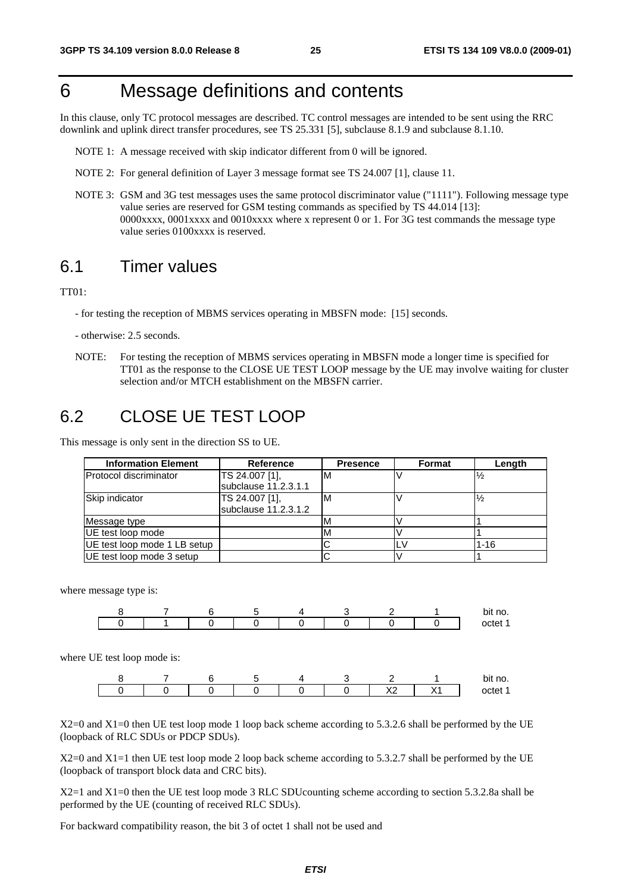# 6 Message definitions and contents

In this clause, only TC protocol messages are described. TC control messages are intended to be sent using the RRC downlink and uplink direct transfer procedures, see TS 25.331 [5], subclause 8.1.9 and subclause 8.1.10.

NOTE 1: A message received with skip indicator different from 0 will be ignored.

NOTE 2: For general definition of Layer 3 message format see TS 24.007 [1], clause 11.

NOTE 3: GSM and 3G test messages uses the same protocol discriminator value ("1111"). Following message type value series are reserved for GSM testing commands as specified by TS 44.014 [13]: 0000xxxx, 0001xxxx and 0010xxxx where x represent 0 or 1. For 3G test commands the message type value series 0100xxxx is reserved.

## 6.1 Timer values

TT01:

- for testing the reception of MBMS services operating in MBSFN mode: [15] seconds.

- otherwise: 2.5 seconds.

NOTE: For testing the reception of MBMS services operating in MBSFN mode a longer time is specified for TT01 as the response to the CLOSE UE TEST LOOP message by the UE may involve waiting for cluster selection and/or MTCH establishment on the MBSFN carrier.

## 6.2 CLOSE UE TEST LOOP

This message is only sent in the direction SS to UE.

| Information Element | Reference | Presence | Format | Length |
|---|---|---|---|---|
| Protocol discriminator | TS 24.007 [1], subclause 11.2.3.1.1 | M | V | ½ |
| Skip indicator | TS 24.007 [1], subclause 11.2.3.1.2 | M | V | ½ |
| Message type | | M | V | 1 |
| UE test loop mode | | M | V | 1 |
| UE test loop mode 1 LB setup | | C | LV | 1-16 |
| UE test loop mode 3 setup | | C | V | 1 |

where message type is:

| 8 | 7 | 6 | 5 | 4 | 3 | 2 | 1 | bit no. |
|---|---|---|---|---|---|---|---|---|
| 0 | 1 | 0 | 0 | 0 | 0 | 0 | 0 | octet 1 |

where UE test loop mode is:

| 8 | 7 | 6 | 5 | 4 | 3 | 2 | 1 | bit no. |
|---|---|---|---|---|---|---|---|---|
| 0 | 0 | 0 | 0 | 0 | 0 | X2 | X1 | octet 1 |

X2=0 and X1=0 then UE test loop mode 1 loop back scheme according to 5.3.2.6 shall be performed by the UE (loopback of RLC SDUs or PDCP SDUs).

X2=0 and X1=1 then UE test loop mode 2 loop back scheme according to 5.3.2.7 shall be performed by the UE (loopback of transport block data and CRC bits).

X2=1 and X1=0 then the UE test loop mode 3 RLC SDUcounting scheme according to section 5.3.2.8a shall be performed by the UE (counting of received RLC SDUs).

For backward compatibility reason, the bit 3 of octet 1 shall not be used and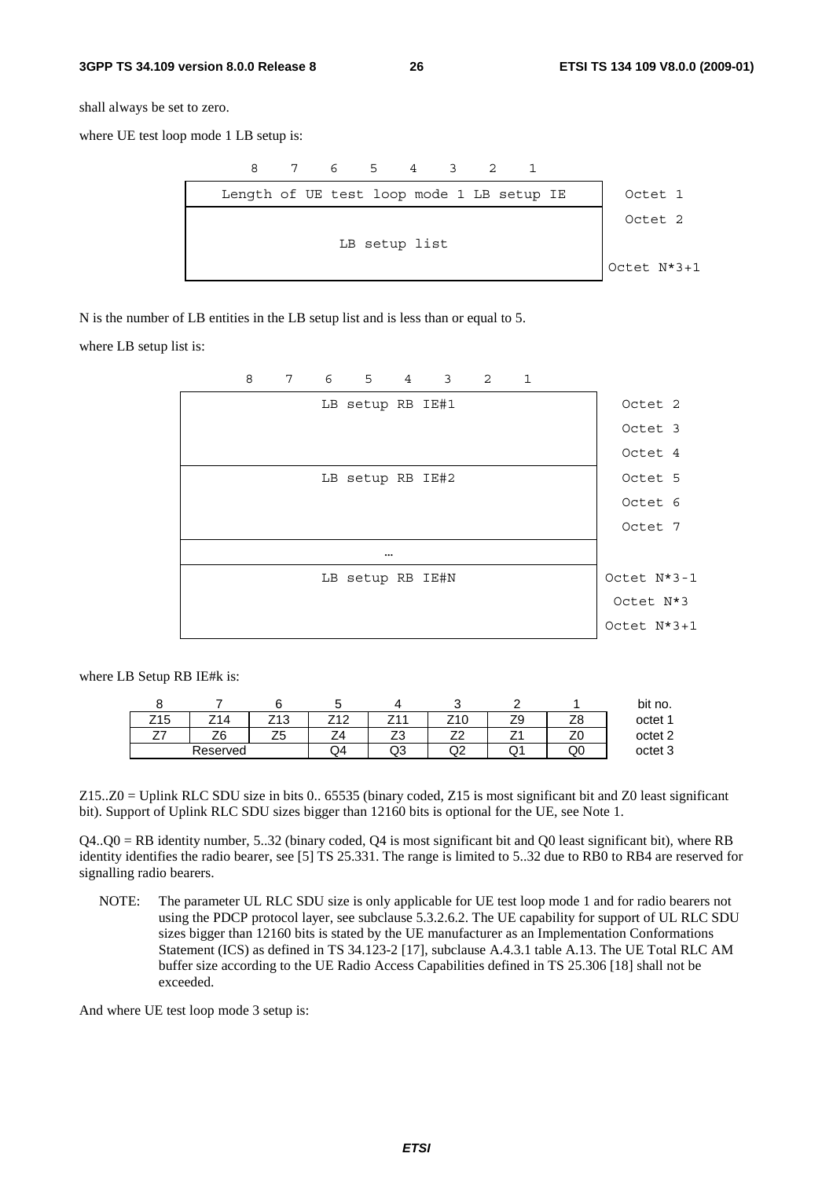shall always be set to zero.

where UE test loop mode 1 LB setup is:

| 8 | 7 | 6 | 5 | 4 | 3 | 2 | 1 | |
|---|---|---|---|---|---|---|---|---|
| Length of UE test loop mode 1 LB setup IE | | | | | | | | Octet 1 |
| LB setup list | | | | | | | | Octet 2 |
| | | | | | | | | Octet N*3+1 |

N is the number of LB entities in the LB setup list and is less than or equal to 5.

where LB setup list is:

| 8 | 7 | 6 | 5 | 4 | 3 | 2 | 1 | |
|---|---|---|---|---|---|---|---|---|
| LB setup RB IE#1 | | | | | | | | Octet 2 |
| | | | | | | | | Octet 3 |
| | | | | | | | | Octet 4 |
| LB setup RB IE#2 | | | | | | | | Octet 5 |
| | | | | | | | | Octet 6 |
| | | | | | | | | Octet 7 |
| … | | | | | | | | |
| LB setup RB IE#N | | | | | | | | Octet N*3-1 |
| | | | | | | | | Octet N*3 |
| | | | | | | | | Octet N*3+1 |

where LB Setup RB IE#k is:

| 8 | 7 | 6 | 5 | 4 | 3 | 2 | 1 | bit no. |
|---|---|---|---|---|---|---|---|---|
| Z15 | Z14 | Z13 | Z12 | Z11 | Z10 | Z9 | Z8 | octet 1 |
| Z7 | Z6 | Z5 | Z4 | Z3 | Z2 | Z1 | Z0 | octet 2 |
| Reserved | | | Q4 | Q3 | Q2 | Q1 | Q0 | octet 3 |

Z15..Z0 = Uplink RLC SDU size in bits 0.. 65535 (binary coded, Z15 is most significant bit and Z0 least significant bit). Support of Uplink RLC SDU sizes bigger than 12160 bits is optional for the UE, see Note 1.

Q4..Q0 = RB identity number, 5..32 (binary coded, Q4 is most significant bit and Q0 least significant bit), where RB identity identifies the radio bearer, see [5] TS 25.331. The range is limited to 5..32 due to RB0 to RB4 are reserved for signalling radio bearers.

NOTE: The parameter UL RLC SDU size is only applicable for UE test loop mode 1 and for radio bearers not using the PDCP protocol layer, see subclause 5.3.2.6.2. The UE capability for support of UL RLC SDU sizes bigger than 12160 bits is stated by the UE manufacturer as an Implementation Conformations Statement (ICS) as defined in TS 34.123-2 [17], subclause A.4.3.1 table A.13. The UE Total RLC AM buffer size according to the UE Radio Access Capabilities defined in TS 25.306 [18] shall not be exceeded.

And where UE test loop mode 3 setup is: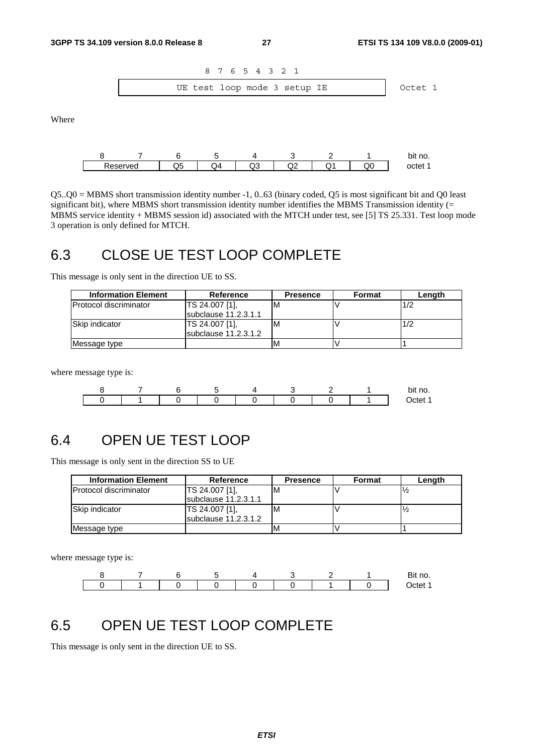| 8 7 6 5 4 3 2 1 | |
|---|---|
| UE test loop mode 3 setup IE | Octet 1 |

Where

| 8 | 7 | 6 | 5 | 4 | 3 | 2 | 1 | bit no. |
|---|---|---|---|---|---|---|---|---|
| Reserved | | Q5 | Q4 | Q3 | Q2 | Q1 | Q0 | octet 1 |

Q5..Q0 = MBMS short transmission identity number -1, 0..63 (binary coded, Q5 is most significant bit and Q0 least significant bit), where MBMS short transmission identity number identifies the MBMS Transmission identity (= MBMS service identity + MBMS session id) associated with the MTCH under test, see [5] TS 25.331. Test loop mode 3 operation is only defined for MTCH.

## 6.3 CLOSE UE TEST LOOP COMPLETE

This message is only sent in the direction UE to SS.

| Information Element | Reference | Presence | Format | Length |
|---|---|---|---|---|
| Protocol discriminator | TS 24.007 [1], subclause 11.2.3.1.1 | M | V | 1/2 |
| Skip indicator | TS 24.007 [1], subclause 11.2.3.1.2 | M | V | 1/2 |
| Message type | | M | V | 1 |

where message type is:

| 8 | 7 | 6 | 5 | 4 | 3 | 2 | 1 | bit no. |
|---|---|---|---|---|---|---|---|---|
| 0 | 1 | 0 | 0 | 0 | 0 | 0 | 1 | Octet 1 |

## 6.4 OPEN UE TEST LOOP

This message is only sent in the direction SS to UE

| Information Element | Reference | Presence | Format | Length |
|---|---|---|---|---|
| Protocol discriminator | TS 24.007 [1], subclause 11.2.3.1.1 | M | V | ½ |
| Skip indicator | TS 24.007 [1], subclause 11.2.3.1.2 | M | V | ½ |
| Message type | | M | V | 1 |

where message type is:

| 8 | 7 | 6 | 5 | 4 | 3 | 2 | 1 | Bit no. |
|---|---|---|---|---|---|---|---|---|
| 0 | 1 | 0 | 0 | 0 | 0 | 1 | 0 | Octet 1 |

## 6.5 OPEN UE TEST LOOP COMPLETE

This message is only sent in the direction UE to SS.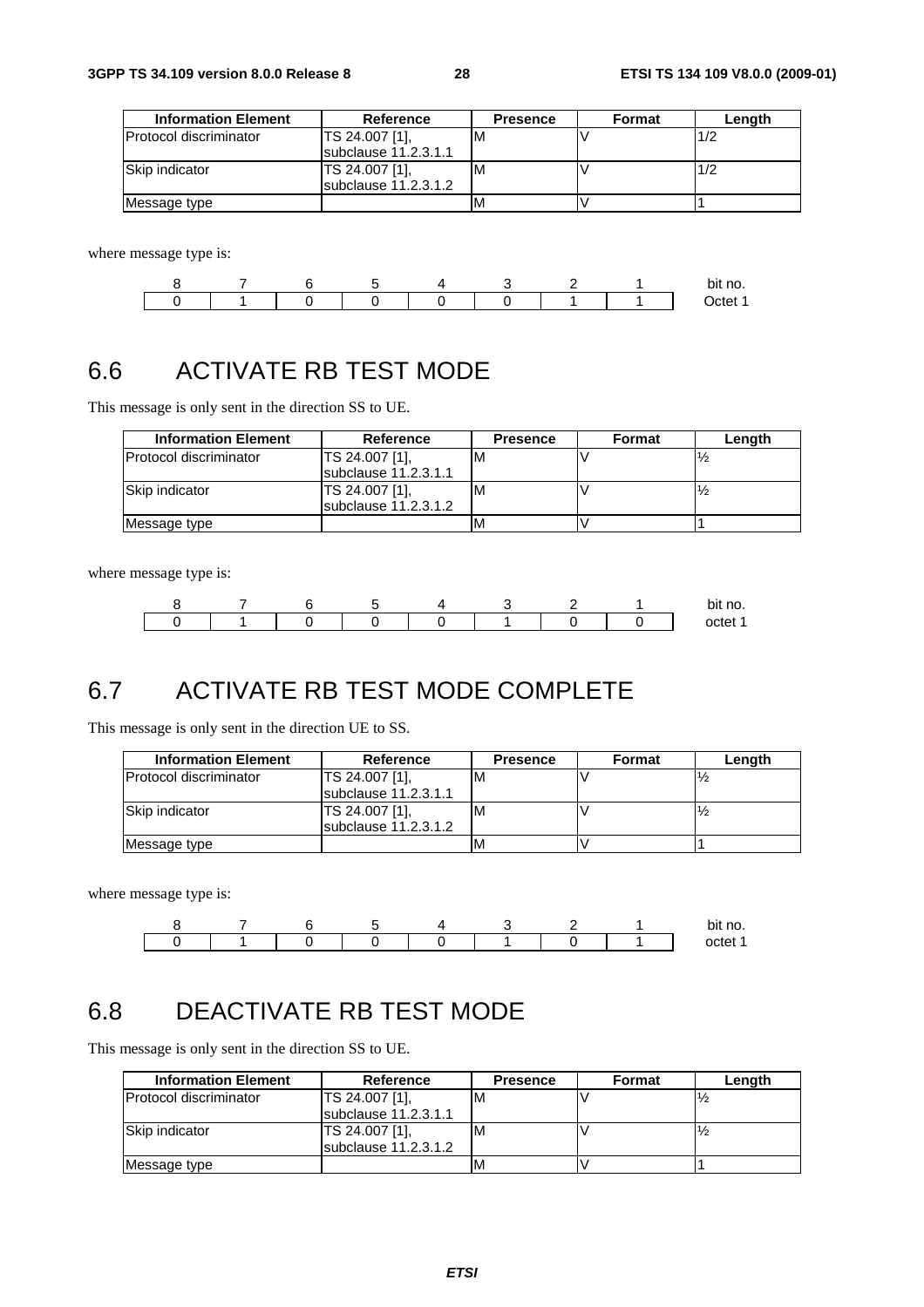| Information Element | Reference | Presence | Format | Length |
|---|---|---|---|---|
| Protocol discriminator | TS 24.007 [1], subclause 11.2.3.1.1 | M | V | 1/2 |
| Skip indicator | TS 24.007 [1], subclause 11.2.3.1.2 | M | V | 1/2 |
| Message type | | M | V | 1 |

where message type is:

| 8 | 7 | 6 | 5 | 4 | 3 | 2 | 1 | bit no. |
|---|---|---|---|---|---|---|---|---|
| 0 | 1 | 0 | 0 | 0 | 0 | 1 | 1 | Octet 1 |

## 6.6 ACTIVATE RB TEST MODE

This message is only sent in the direction SS to UE.

| Information Element | Reference | Presence | Format | Length |
|---|---|---|---|---|
| Protocol discriminator | TS 24.007 [1], subclause 11.2.3.1.1 | M | V | ½ |
| Skip indicator | TS 24.007 [1], subclause 11.2.3.1.2 | M | V | ½ |
| Message type | | M | V | 1 |

where message type is:

| 8 | 7 | 6 | 5 | 4 | 3 | 2 | 1 | bit no. |
|---|---|---|---|---|---|---|---|---|
| 0 | 1 | 0 | 0 | 0 | 1 | 0 | 0 | octet 1 |

## 6.7 ACTIVATE RB TEST MODE COMPLETE

This message is only sent in the direction UE to SS.

| Information Element | Reference | Presence | Format | Length |
|---|---|---|---|---|
| Protocol discriminator | TS 24.007 [1], subclause 11.2.3.1.1 | M | V | ½ |
| Skip indicator | TS 24.007 [1], subclause 11.2.3.1.2 | M | V | ½ |
| Message type | | M | V | 1 |

where message type is:

| 8 | 7 | 6 | 5 | 4 | 3 | 2 | 1 | bit no. |
|---|---|---|---|---|---|---|---|---|
| 0 | 1 | 0 | 0 | 0 | 1 | 0 | 1 | octet 1 |

## 6.8 DEACTIVATE RB TEST MODE

This message is only sent in the direction SS to UE.

| Information Element | Reference | Presence | Format | Length |
|---|---|---|---|---|
| Protocol discriminator | TS 24.007 [1], subclause 11.2.3.1.1 | M | V | ½ |
| Skip indicator | TS 24.007 [1], subclause 11.2.3.1.2 | M | V | ½ |
| Message type | | M | V | 1 |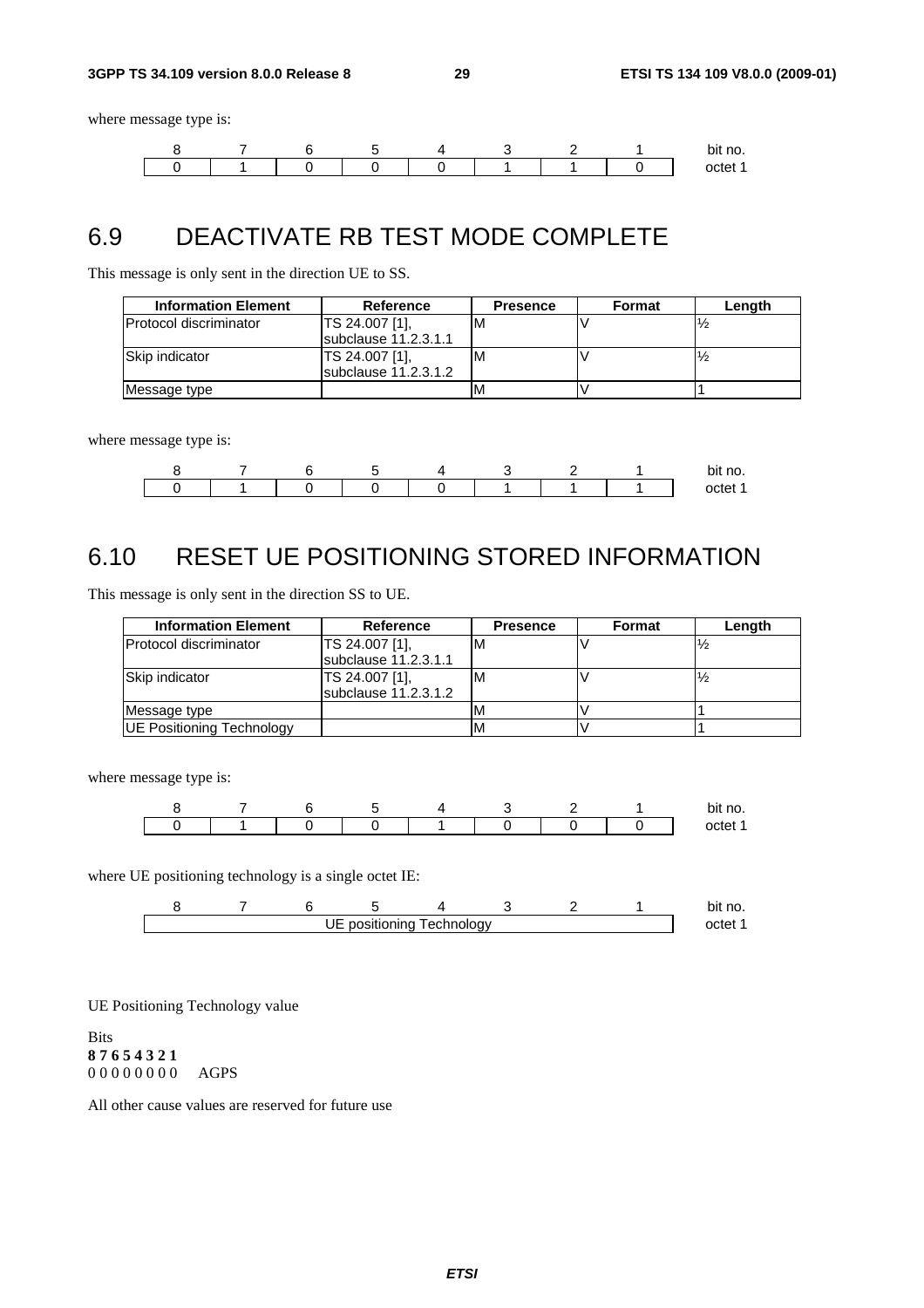where message type is:

| 8 | 7 | 6 | 5 | 4 | 3 | 2 | 1 | bit no. |
|---|---|---|---|---|---|---|---|---|
| 0 | 1 | 0 | 0 | 0 | 1 | 1 | 0 | octet 1 |

# 6.9 DEACTIVATE RB TEST MODE COMPLETE

This message is only sent in the direction UE to SS.

| Information Element | Reference | Presence | Format | Length |
|---|---|---|---|---|
| Protocol discriminator | TS 24.007 [1], subclause 11.2.3.1.1 | M | V | ½ |
| Skip indicator | TS 24.007 [1], subclause 11.2.3.1.2 | M | V | ½ |
| Message type | | M | V | 1 |

where message type is:

| 8 | 7 | 6 | 5 | 4 | 3 | 2 | 1 | bit no. |
|---|---|---|---|---|---|---|---|---|
| 0 | 1 | 0 | 0 | 0 | 1 | 1 | 1 | octet 1 |

# 6.10 RESET UE POSITIONING STORED INFORMATION

This message is only sent in the direction SS to UE.

| Information Element | Reference | Presence | Format | Length |
|---|---|---|---|---|
| Protocol discriminator | TS 24.007 [1], subclause 11.2.3.1.1 | M | V | ½ |
| Skip indicator | TS 24.007 [1], subclause 11.2.3.1.2 | M | V | ½ |
| Message type | | M | V | 1 |
| UE Positioning Technology | | M | V | 1 |

where message type is:

| 8 | 7 | 6 | 5 | 4 | 3 | 2 | 1 | bit no. |
|---|---|---|---|---|---|---|---|---|
| 0 | 1 | 0 | 0 | 1 | 0 | 0 | 0 | octet 1 |

where UE positioning technology is a single octet IE:

| 8 | 7 | 6 | 5 | 4 | 3 | 2 | 1 | bit no. |
|---|---|---|---|---|---|---|---|---|
| UE positioning Technology | | | | | | | | octet 1 |

UE Positioning Technology value

Bits
**8 7 6 5 4 3 2 1**
0 0 0 0 0 0 0 0 AGPS

All other cause values are reserved for future use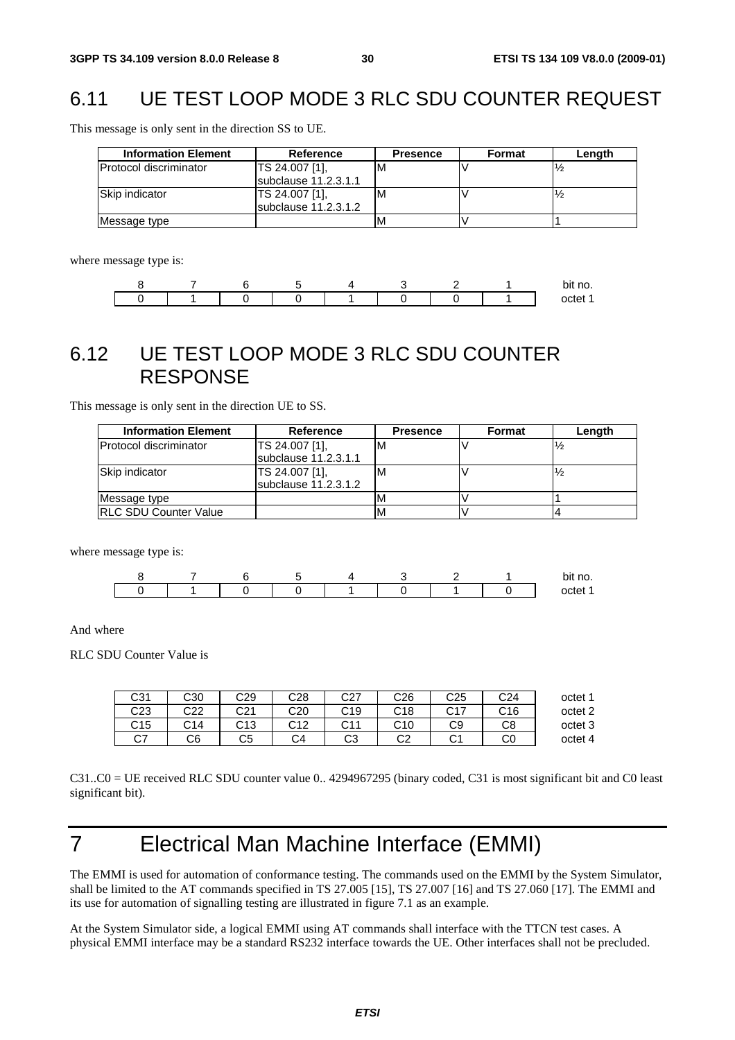## 6.11 UE TEST LOOP MODE 3 RLC SDU COUNTER REQUEST

This message is only sent in the direction SS to UE.

| Information Element | Reference | Presence | Format | Length |
|---|---|---|---|---|
| Protocol discriminator | TS 24.007 [1], subclause 11.2.3.1.1 | M | V | ½ |
| Skip indicator | TS 24.007 [1], subclause 11.2.3.1.2 | M | V | ½ |
| Message type | | M | V | 1 |

where message type is:

| 8 | 7 | 6 | 5 | 4 | 3 | 2 | 1 | bit no. |
|---|---|---|---|---|---|---|---|---|
| 0 | 1 | 0 | 0 | 1 | 0 | 0 | 1 | octet 1 |

## 6.12 UE TEST LOOP MODE 3 RLC SDU COUNTER RESPONSE

This message is only sent in the direction UE to SS.

| Information Element | Reference | Presence | Format | Length |
|---|---|---|---|---|
| Protocol discriminator | TS 24.007 [1], subclause 11.2.3.1.1 | M | V | ½ |
| Skip indicator | TS 24.007 [1], subclause 11.2.3.1.2 | M | V | ½ |
| Message type | | M | V | 1 |
| RLC SDU Counter Value | | M | V | 4 |

where message type is:

| 8 | 7 | 6 | 5 | 4 | 3 | 2 | 1 | bit no. |
|---|---|---|---|---|---|---|---|---|
| 0 | 1 | 0 | 0 | 1 | 0 | 1 | 0 | octet 1 |

And where

RLC SDU Counter Value is

| | | | | | | | | |
|---|---|---|---|---|---|---|---|---|
| C31 | C30 | C29 | C28 | C27 | C26 | C25 | C24 | octet 1 |
| C23 | C22 | C21 | C20 | C19 | C18 | C17 | C16 | octet 2 |
| C15 | C14 | C13 | C12 | C11 | C10 | C9 | C8 | octet 3 |
| C7 | C6 | C5 | C4 | C3 | C2 | C1 | C0 | octet 4 |

C31..C0 = UE received RLC SDU counter value 0.. 4294967295 (binary coded, C31 is most significant bit and C0 least significant bit).

# 7 Electrical Man Machine Interface (EMMI)

The EMMI is used for automation of conformance testing. The commands used on the EMMI by the System Simulator, shall be limited to the AT commands specified in TS 27.005 [15], TS 27.007 [16] and TS 27.060 [17]. The EMMI and its use for automation of signalling testing are illustrated in figure 7.1 as an example.

At the System Simulator side, a logical EMMI using AT commands shall interface with the TTCN test cases. A physical EMMI interface may be a standard RS232 interface towards the UE. Other interfaces shall not be precluded.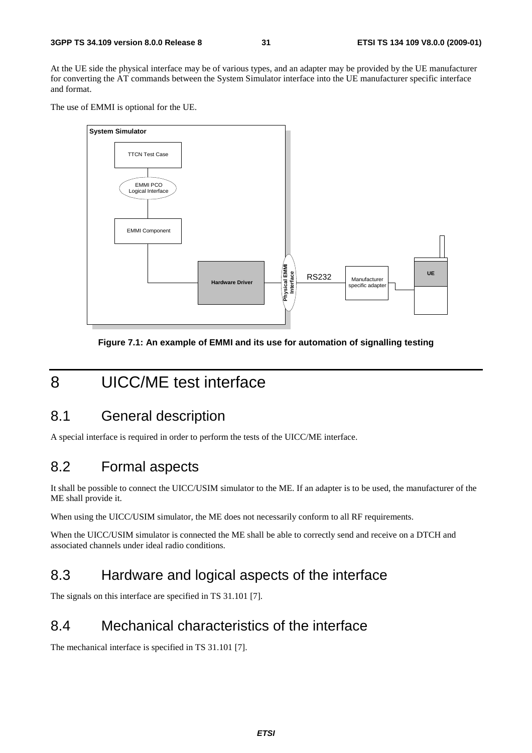At the UE side the physical interface may be of various types, and an adapter may be provided by the UE manufacturer for converting the AT commands between the System Simulator interface into the UE manufacturer specific interface and format.

The use of EMMI is optional for the UE.

**Figure 7.1: An example of EMMI and its use for automation of signalling testing**

# 8 UICC/ME test interface

## 8.1 General description

A special interface is required in order to perform the tests of the UICC/ME interface.

## 8.2 Formal aspects

It shall be possible to connect the UICC/USIM simulator to the ME. If an adapter is to be used, the manufacturer of the ME shall provide it.

When using the UICC/USIM simulator, the ME does not necessarily conform to all RF requirements.

When the UICC/USIM simulator is connected the ME shall be able to correctly send and receive on a DTCH and associated channels under ideal radio conditions.

## 8.3 Hardware and logical aspects of the interface

The signals on this interface are specified in TS 31.101 [7].

## 8.4 Mechanical characteristics of the interface

The mechanical interface is specified in TS 31.101 [7].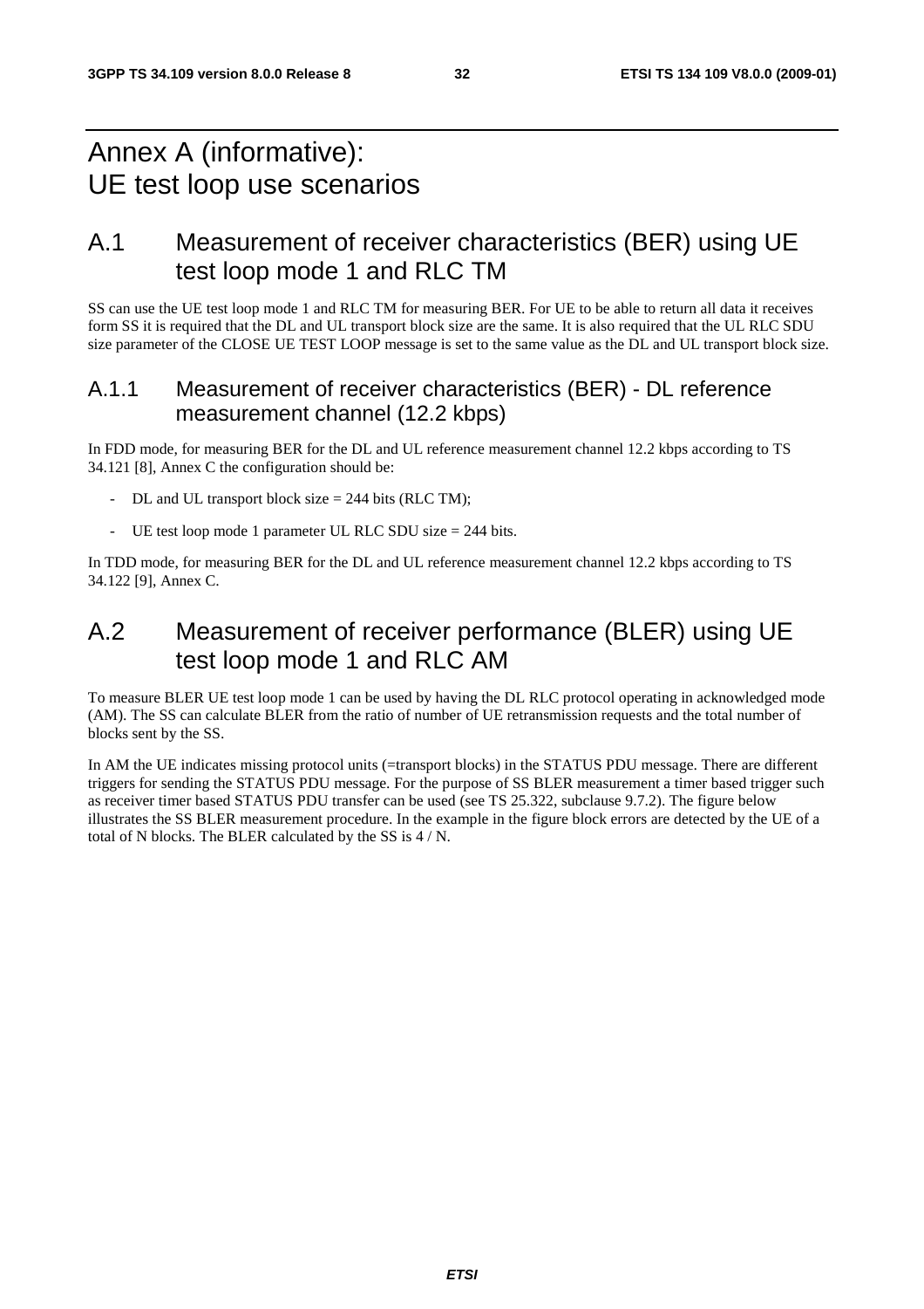# Annex A (informative): UE test loop use scenarios

## A.1 Measurement of receiver characteristics (BER) using UE test loop mode 1 and RLC TM

SS can use the UE test loop mode 1 and RLC TM for measuring BER. For UE to be able to return all data it receives form SS it is required that the DL and UL transport block size are the same. It is also required that the UL RLC SDU size parameter of the CLOSE UE TEST LOOP message is set to the same value as the DL and UL transport block size.

### A.1.1 Measurement of receiver characteristics (BER) - DL reference measurement channel (12.2 kbps)

In FDD mode, for measuring BER for the DL and UL reference measurement channel 12.2 kbps according to TS 34.121 [8], Annex C the configuration should be:

- DL and UL transport block size = 244 bits (RLC TM);
- UE test loop mode 1 parameter UL RLC SDU size = 244 bits.

In TDD mode, for measuring BER for the DL and UL reference measurement channel 12.2 kbps according to TS 34.122 [9], Annex C.

## A.2 Measurement of receiver performance (BLER) using UE test loop mode 1 and RLC AM

To measure BLER UE test loop mode 1 can be used by having the DL RLC protocol operating in acknowledged mode (AM). The SS can calculate BLER from the ratio of number of UE retransmission requests and the total number of blocks sent by the SS.

In AM the UE indicates missing protocol units (=transport blocks) in the STATUS PDU message. There are different triggers for sending the STATUS PDU message. For the purpose of SS BLER measurement a timer based trigger such as receiver timer based STATUS PDU transfer can be used (see TS 25.322, subclause 9.7.2). The figure below illustrates the SS BLER measurement procedure. In the example in the figure block errors are detected by the UE of a total of N blocks. The BLER calculated by the SS is 4 / N.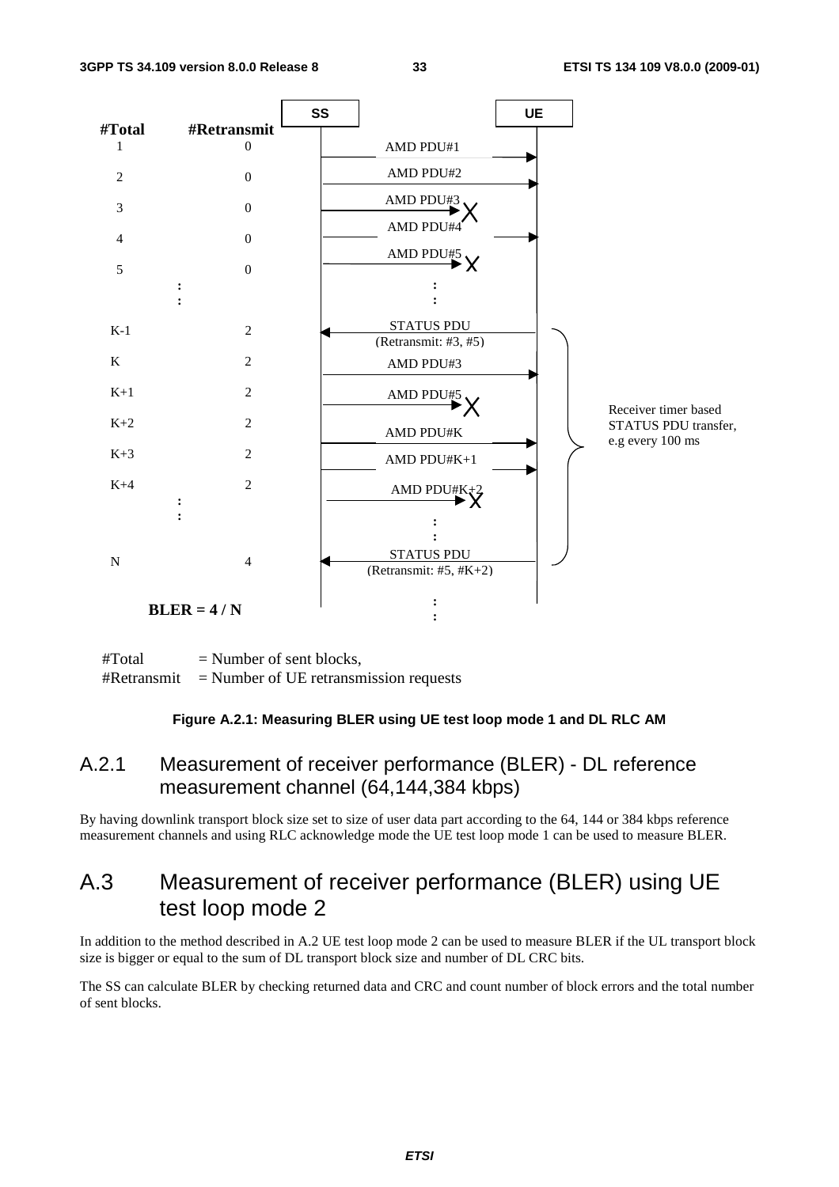| #Total | #Retransmit | SS → UE |
| --- | --- | --- |
| 1 | 0 | AMD PDU#1 |
| 2 | 0 | AMD PDU#2 |
| 3 | 0 | AMD PDU#3 X |
| 4 | 0 | AMD PDU#4 |
| 5 | 0 | AMD PDU#5 X |
| : | | : |
| K-1 | 2 | STATUS PDU (Retransmit: #3, #5) |
| K | 2 | AMD PDU#3 |
| K+1 | 2 | AMD PDU#5 X |
| K+2 | 2 | AMD PDU#K |
| K+3 | 2 | AMD PDU#K+1 |
| K+4 | 2 | AMD PDU#K+2 X |
| : | | : |
| N | 4 | STATUS PDU (Retransmit: #5, #K+2) |

Receiver timer based STATUS PDU transfer, e.g every 100 ms

**BLER = 4 / N**

#Total = Number of sent blocks,
#Retransmit = Number of UE retransmission requests

**Figure A.2.1: Measuring BLER using UE test loop mode 1 and DL RLC AM**

### A.2.1 Measurement of receiver performance (BLER) - DL reference measurement channel (64,144,384 kbps)

By having downlink transport block size set to size of user data part according to the 64, 144 or 384 kbps reference measurement channels and using RLC acknowledge mode the UE test loop mode 1 can be used to measure BLER.

## A.3 Measurement of receiver performance (BLER) using UE test loop mode 2

In addition to the method described in A.2 UE test loop mode 2 can be used to measure BLER if the UL transport block size is bigger or equal to the sum of DL transport block size and number of DL CRC bits.

The SS can calculate BLER by checking returned data and CRC and count number of block errors and the total number of sent blocks.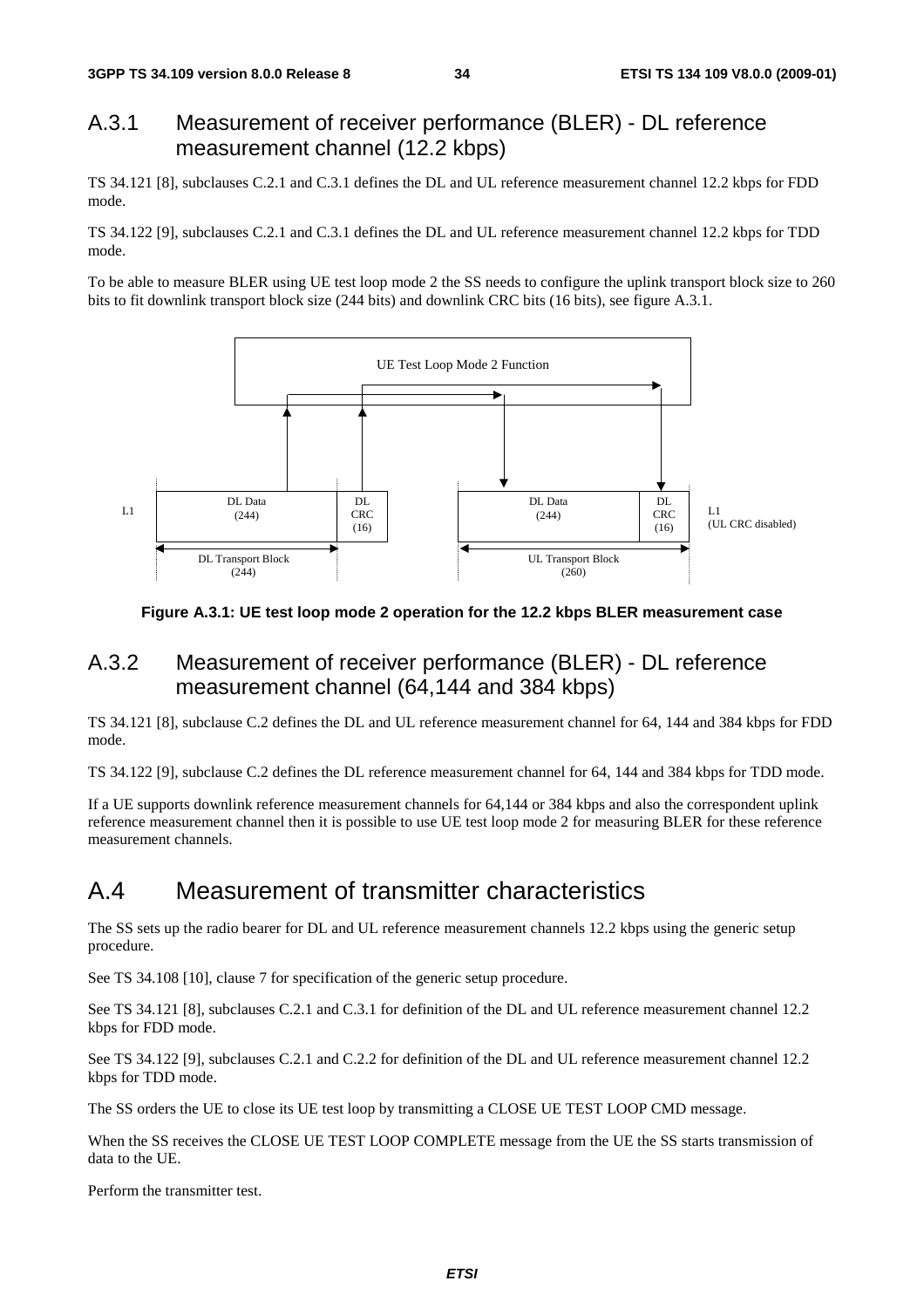## A.3.1 Measurement of receiver performance (BLER) - DL reference measurement channel (12.2 kbps)

TS 34.121 [8], subclauses C.2.1 and C.3.1 defines the DL and UL reference measurement channel 12.2 kbps for FDD mode.

TS 34.122 [9], subclauses C.2.1 and C.3.1 defines the DL and UL reference measurement channel 12.2 kbps for TDD mode.

To be able to measure BLER using UE test loop mode 2 the SS needs to configure the uplink transport block size to 260 bits to fit downlink transport block size (244 bits) and downlink CRC bits (16 bits), see figure A.3.1.

**Figure A.3.1: UE test loop mode 2 operation for the 12.2 kbps BLER measurement case**

## A.3.2 Measurement of receiver performance (BLER) - DL reference measurement channel (64,144 and 384 kbps)

TS 34.121 [8], subclause C.2 defines the DL and UL reference measurement channel for 64, 144 and 384 kbps for FDD mode.

TS 34.122 [9], subclause C.2 defines the DL reference measurement channel for 64, 144 and 384 kbps for TDD mode.

If a UE supports downlink reference measurement channels for 64,144 or 384 kbps and also the correspondent uplink reference measurement channel then it is possible to use UE test loop mode 2 for measuring BLER for these reference measurement channels.

# A.4 Measurement of transmitter characteristics

The SS sets up the radio bearer for DL and UL reference measurement channels 12.2 kbps using the generic setup procedure.

See TS 34.108 [10], clause 7 for specification of the generic setup procedure.

See TS 34.121 [8], subclauses C.2.1 and C.3.1 for definition of the DL and UL reference measurement channel 12.2 kbps for FDD mode.

See TS 34.122 [9], subclauses C.2.1 and C.2.2 for definition of the DL and UL reference measurement channel 12.2 kbps for TDD mode.

The SS orders the UE to close its UE test loop by transmitting a CLOSE UE TEST LOOP CMD message.

When the SS receives the CLOSE UE TEST LOOP COMPLETE message from the UE the SS starts transmission of data to the UE.

Perform the transmitter test.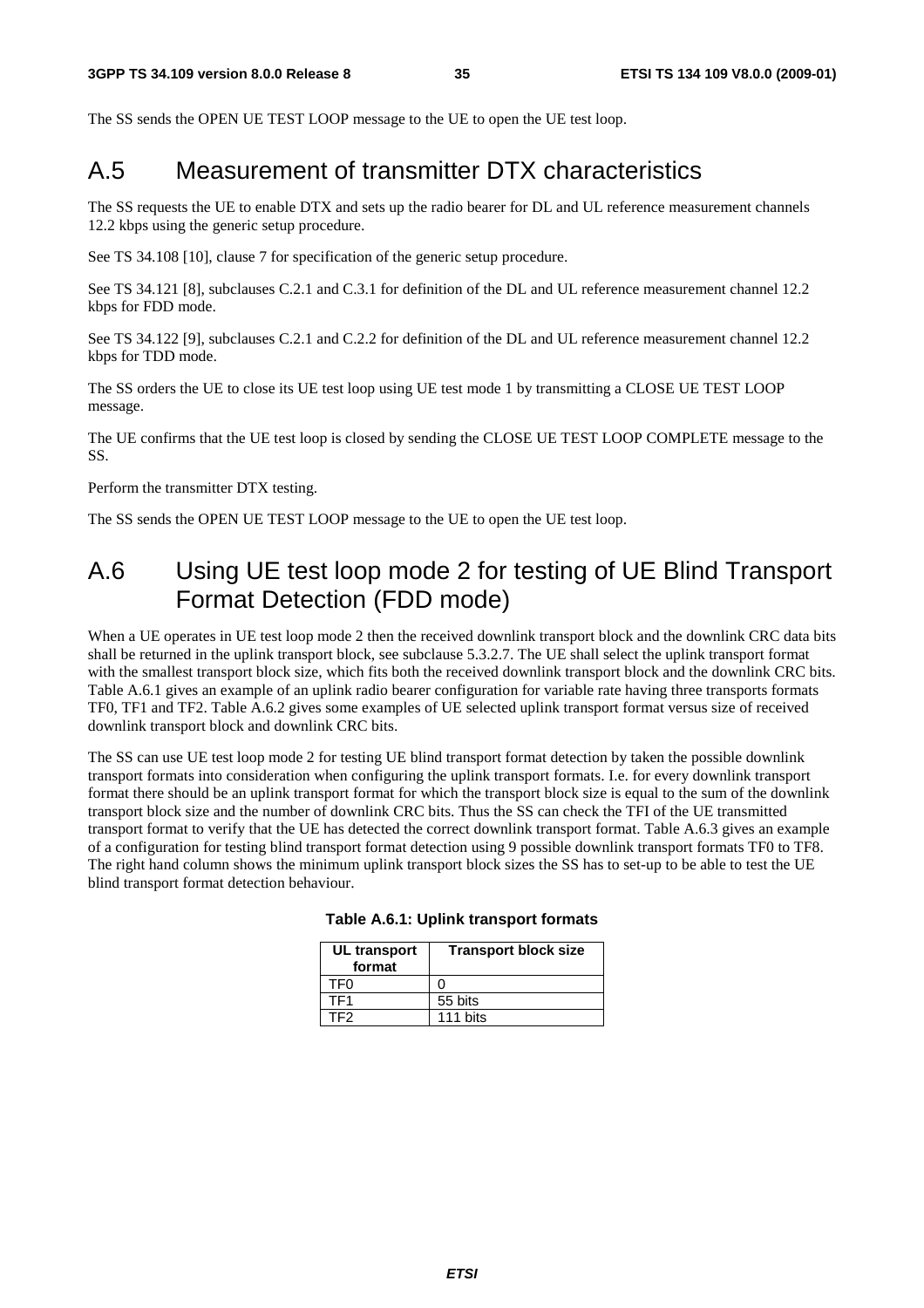The SS sends the OPEN UE TEST LOOP message to the UE to open the UE test loop.

# A.5 Measurement of transmitter DTX characteristics

The SS requests the UE to enable DTX and sets up the radio bearer for DL and UL reference measurement channels 12.2 kbps using the generic setup procedure.

See TS 34.108 [10], clause 7 for specification of the generic setup procedure.

See TS 34.121 [8], subclauses C.2.1 and C.3.1 for definition of the DL and UL reference measurement channel 12.2 kbps for FDD mode.

See TS 34.122 [9], subclauses C.2.1 and C.2.2 for definition of the DL and UL reference measurement channel 12.2 kbps for TDD mode.

The SS orders the UE to close its UE test loop using UE test mode 1 by transmitting a CLOSE UE TEST LOOP message.

The UE confirms that the UE test loop is closed by sending the CLOSE UE TEST LOOP COMPLETE message to the SS.

Perform the transmitter DTX testing.

The SS sends the OPEN UE TEST LOOP message to the UE to open the UE test loop.

# A.6 Using UE test loop mode 2 for testing of UE Blind Transport Format Detection (FDD mode)

When a UE operates in UE test loop mode 2 then the received downlink transport block and the downlink CRC data bits shall be returned in the uplink transport block, see subclause 5.3.2.7. The UE shall select the uplink transport format with the smallest transport block size, which fits both the received downlink transport block and the downlink CRC bits. Table A.6.1 gives an example of an uplink radio bearer configuration for variable rate having three transports formats TF0, TF1 and TF2. Table A.6.2 gives some examples of UE selected uplink transport format versus size of received downlink transport block and downlink CRC bits.

The SS can use UE test loop mode 2 for testing UE blind transport format detection by taken the possible downlink transport formats into consideration when configuring the uplink transport formats. I.e. for every downlink transport format there should be an uplink transport format for which the transport block size is equal to the sum of the downlink transport block size and the number of downlink CRC bits. Thus the SS can check the TFI of the UE transmitted transport format to verify that the UE has detected the correct downlink transport format. Table A.6.3 gives an example of a configuration for testing blind transport format detection using 9 possible downlink transport formats TF0 to TF8. The right hand column shows the minimum uplink transport block sizes the SS has to set-up to be able to test the UE blind transport format detection behaviour.

**Table A.6.1: Uplink transport formats**

| UL transport format | Transport block size |
|---|---|
| TF0 | 0 |
| TF1 | 55 bits |
| TF2 | 111 bits |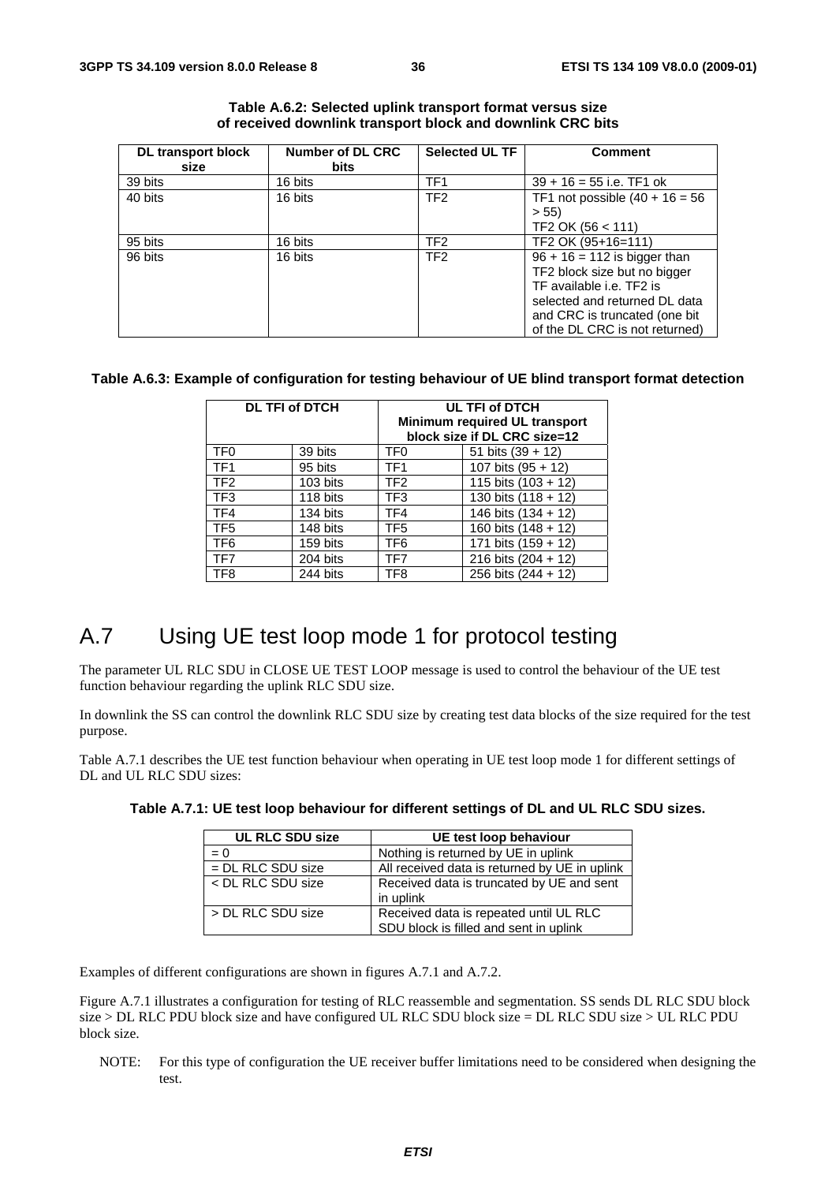**Table A.6.2: Selected uplink transport format versus size of received downlink transport block and downlink CRC bits**

| DL transport block size | Number of DL CRC bits | Selected UL TF | Comment |
|---|---|---|---|
| 39 bits | 16 bits | TF1 | 39 + 16 = 55 i.e. TF1 ok |
| 40 bits | 16 bits | TF2 | TF1 not possible (40 + 16 = 56 > 55) TF2 OK (56 < 111) |
| 95 bits | 16 bits | TF2 | TF2 OK (95+16=111) |
| 96 bits | 16 bits | TF2 | 96 + 16 = 112 is bigger than TF2 block size but no bigger TF available i.e. TF2 is selected and returned DL data and CRC is truncated (one bit of the DL CRC is not returned) |

**Table A.6.3: Example of configuration for testing behaviour of UE blind transport format detection**

| DL TFI of DTCH | | UL TFI of DTCH Minimum required UL transport block size if DL CRC size=12 | |
|---|---|---|---|
| TF0 | 39 bits | TF0 | 51 bits (39 + 12) |
| TF1 | 95 bits | TF1 | 107 bits (95 + 12) |
| TF2 | 103 bits | TF2 | 115 bits (103 + 12) |
| TF3 | 118 bits | TF3 | 130 bits (118 + 12) |
| TF4 | 134 bits | TF4 | 146 bits (134 + 12) |
| TF5 | 148 bits | TF5 | 160 bits (148 + 12) |
| TF6 | 159 bits | TF6 | 171 bits (159 + 12) |
| TF7 | 204 bits | TF7 | 216 bits (204 + 12) |
| TF8 | 244 bits | TF8 | 256 bits (244 + 12) |

# A.7 Using UE test loop mode 1 for protocol testing

The parameter UL RLC SDU in CLOSE UE TEST LOOP message is used to control the behaviour of the UE test function behaviour regarding the uplink RLC SDU size.

In downlink the SS can control the downlink RLC SDU size by creating test data blocks of the size required for the test purpose.

Table A.7.1 describes the UE test function behaviour when operating in UE test loop mode 1 for different settings of DL and UL RLC SDU sizes:

**Table A.7.1: UE test loop behaviour for different settings of DL and UL RLC SDU sizes.**

| UL RLC SDU size | UE test loop behaviour |
|---|---|
| = 0 | Nothing is returned by UE in uplink |
| = DL RLC SDU size | All received data is returned by UE in uplink |
| < DL RLC SDU size | Received data is truncated by UE and sent in uplink |
| > DL RLC SDU size | Received data is repeated until UL RLC SDU block is filled and sent in uplink |

Examples of different configurations are shown in figures A.7.1 and A.7.2.

Figure A.7.1 illustrates a configuration for testing of RLC reassemble and segmentation. SS sends DL RLC SDU block size > DL RLC PDU block size and have configured UL RLC SDU block size = DL RLC SDU size > UL RLC PDU block size.

NOTE: For this type of configuration the UE receiver buffer limitations need to be considered when designing the test.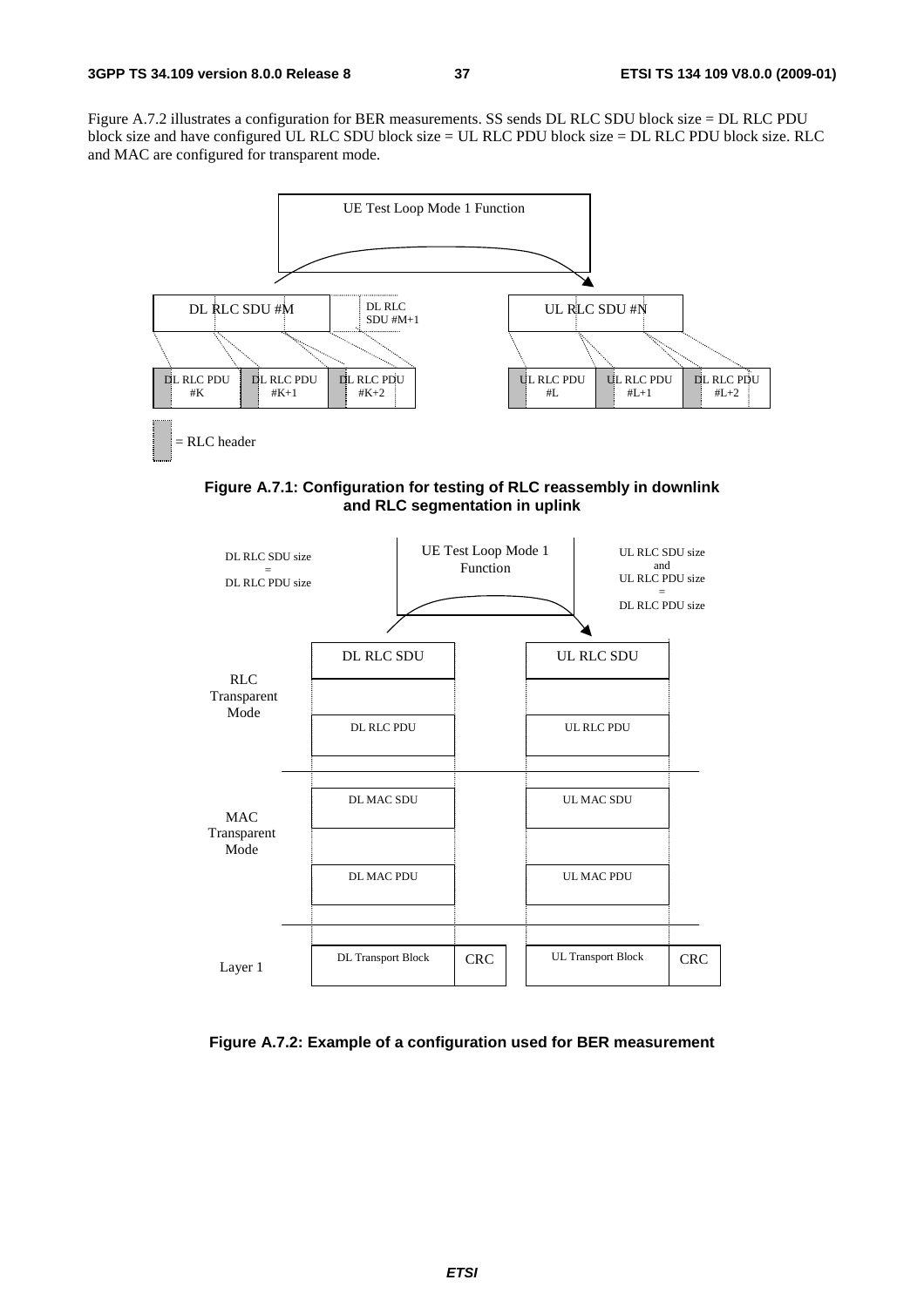Figure A.7.2 illustrates a configuration for BER measurements. SS sends DL RLC SDU block size = DL RLC PDU block size and have configured UL RLC SDU block size = UL RLC PDU block size = DL RLC PDU block size. RLC and MAC are configured for transparent mode.

**Figure A.7.1: Configuration for testing of RLC reassembly in downlink and RLC segmentation in uplink**

**Figure A.7.2: Example of a configuration used for BER measurement**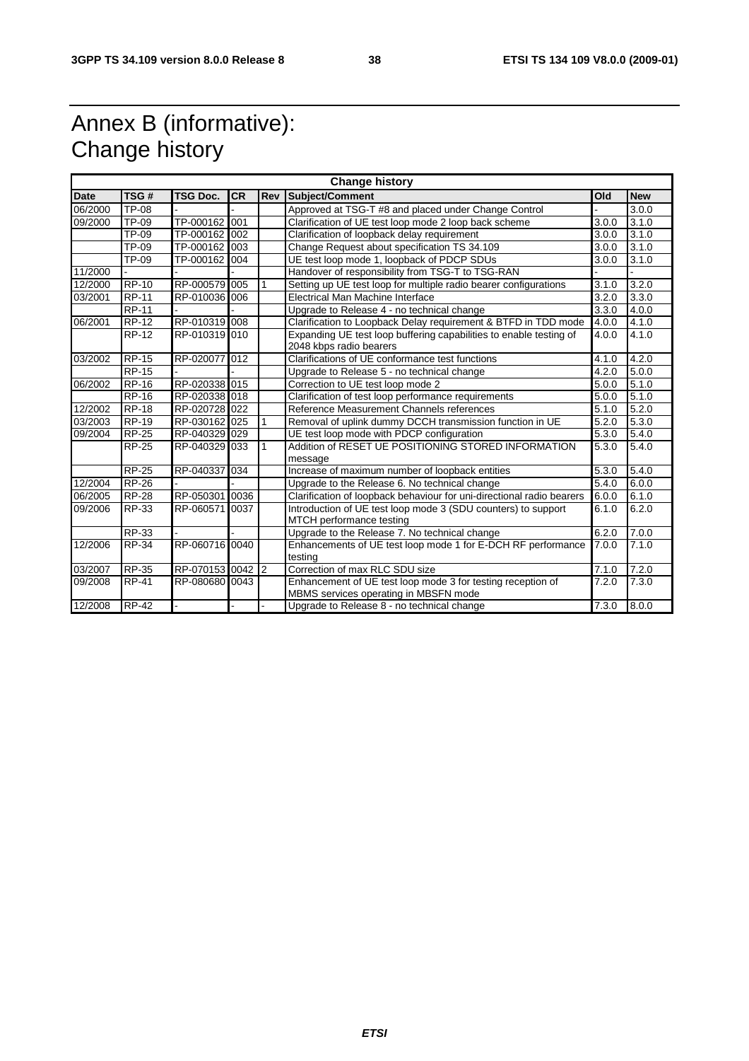# Annex B (informative): Change history

| Change history | | | | | | | |
|---|---|---|---|---|---|---|---|
| **Date** | **TSG #** | **TSG Doc.** | **CR** | **Rev** | **Subject/Comment** | **Old** | **New** |
| 06/2000 | TP-08 | - | - | | Approved at TSG-T #8 and placed under Change Control | - | 3.0.0 |
| 09/2000 | TP-09 | TP-000162 | 001 | | Clarification of UE test loop mode 2 loop back scheme | 3.0.0 | 3.1.0 |
| | TP-09 | TP-000162 | 002 | | Clarification of loopback delay requirement | 3.0.0 | 3.1.0 |
| | TP-09 | TP-000162 | 003 | | Change Request about specification TS 34.109 | 3.0.0 | 3.1.0 |
| | TP-09 | TP-000162 | 004 | | UE test loop mode 1, loopback of PDCP SDUs | 3.0.0 | 3.1.0 |
| 11/2000 | - | - | - | | Handover of responsibility from TSG-T to TSG-RAN | - | - |
| 12/2000 | RP-10 | RP-000579 | 005 | 1 | Setting up UE test loop for multiple radio bearer configurations | 3.1.0 | 3.2.0 |
| 03/2001 | RP-11 | RP-010036 | 006 | | Electrical Man Machine Interface | 3.2.0 | 3.3.0 |
| | RP-11 | - | - | | Upgrade to Release 4 - no technical change | 3.3.0 | 4.0.0 |
| 06/2001 | RP-12 | RP-010319 | 008 | | Clarification to Loopback Delay requirement & BTFD in TDD mode | 4.0.0 | 4.1.0 |
| | RP-12 | RP-010319 | 010 | | Expanding UE test loop buffering capabilities to enable testing of 2048 kbps radio bearers | 4.0.0 | 4.1.0 |
| 03/2002 | RP-15 | RP-020077 | 012 | | Clarifications of UE conformance test functions | 4.1.0 | 4.2.0 |
| | RP-15 | - | - | | Upgrade to Release 5 - no technical change | 4.2.0 | 5.0.0 |
| 06/2002 | RP-16 | RP-020338 | 015 | | Correction to UE test loop mode 2 | 5.0.0 | 5.1.0 |
| | RP-16 | RP-020338 | 018 | | Clarification of test loop performance requirements | 5.0.0 | 5.1.0 |
| 12/2002 | RP-18 | RP-020728 | 022 | | Reference Measurement Channels references | 5.1.0 | 5.2.0 |
| 03/2003 | RP-19 | RP-030162 | 025 | 1 | Removal of uplink dummy DCCH transmission function in UE | 5.2.0 | 5.3.0 |
| 09/2004 | RP-25 | RP-040329 | 029 | | UE test loop mode with PDCP configuration | 5.3.0 | 5.4.0 |
| | RP-25 | RP-040329 | 033 | 1 | Addition of RESET UE POSITIONING STORED INFORMATION message | 5.3.0 | 5.4.0 |
| | RP-25 | RP-040337 | 034 | | Increase of maximum number of loopback entities | 5.3.0 | 5.4.0 |
| 12/2004 | RP-26 | - | - | | Upgrade to the Release 6. No technical change | 5.4.0 | 6.0.0 |
| 06/2005 | RP-28 | RP-050301 | 0036 | | Clarification of loopback behaviour for uni-directional radio bearers | 6.0.0 | 6.1.0 |
| 09/2006 | RP-33 | RP-060571 | 0037 | | Introduction of UE test loop mode 3 (SDU counters) to support MTCH performance testing | 6.1.0 | 6.2.0 |
| | RP-33 | - | - | | Upgrade to the Release 7. No technical change | 6.2.0 | 7.0.0 |
| 12/2006 | RP-34 | RP-060716 | 0040 | | Enhancements of UE test loop mode 1 for E-DCH RF performance testing | 7.0.0 | 7.1.0 |
| 03/2007 | RP-35 | RP-070153 | 0042 | 2 | Correction of max RLC SDU size | 7.1.0 | 7.2.0 |
| 09/2008 | RP-41 | RP-080680 | 0043 | | Enhancement of UE test loop mode 3 for testing reception of MBMS services operating in MBSFN mode | 7.2.0 | 7.3.0 |
| 12/2008 | RP-42 | - | - | - | Upgrade to Release 8 - no technical change | 7.3.0 | 8.0.0 |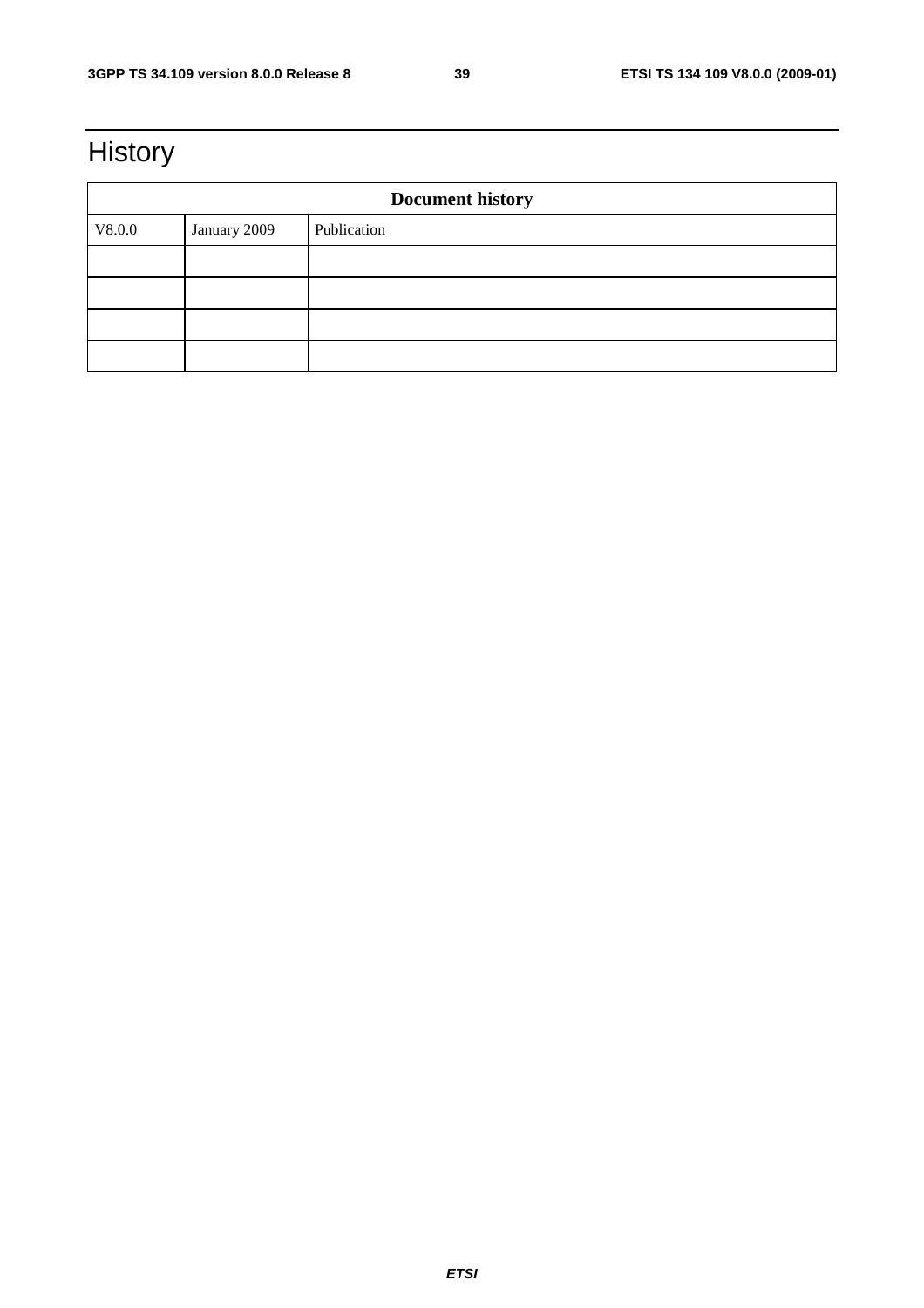# History

| Document history | | |
|---|---|---|
| V8.0.0 | January 2009 | Publication |
| | | |
| | | |
| | | |
| | | |